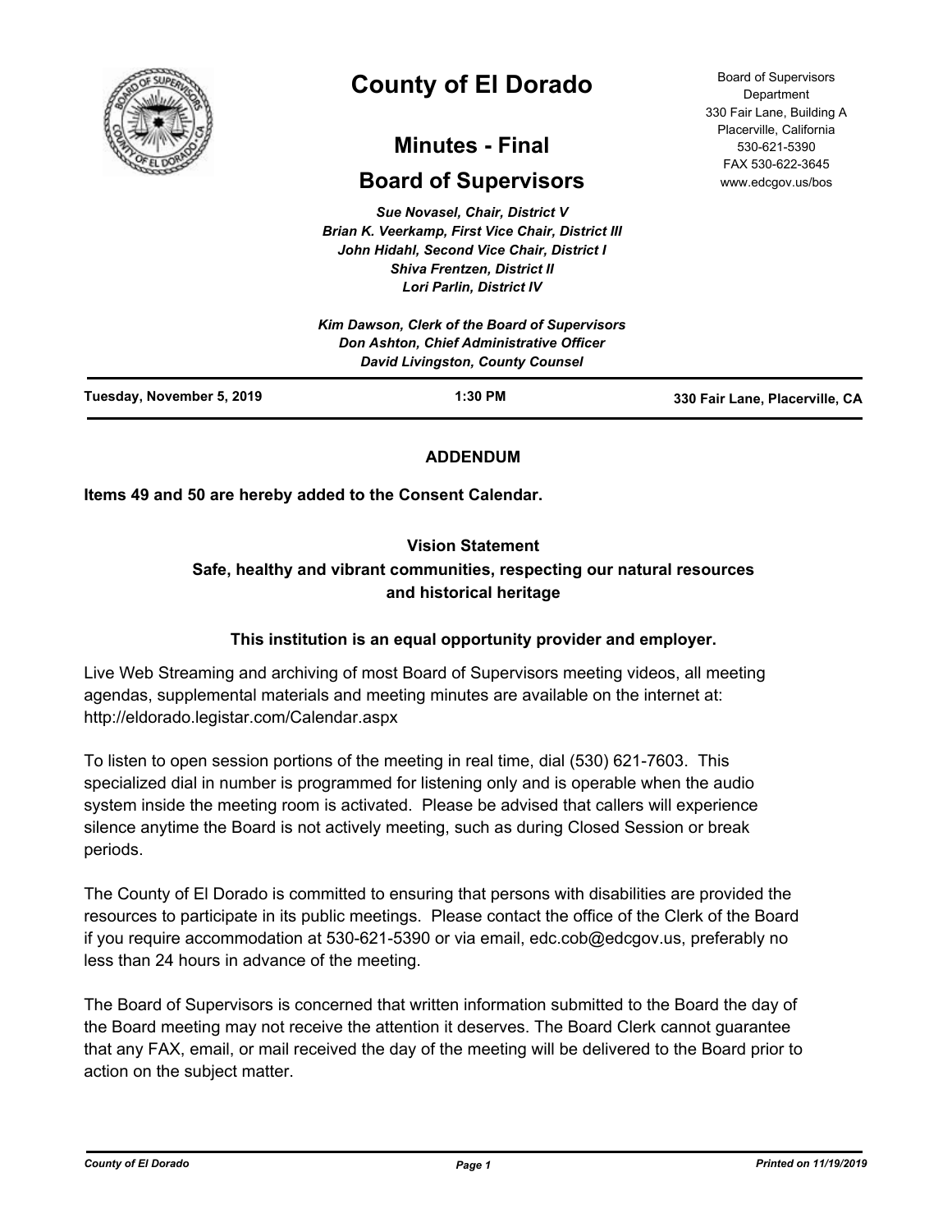# County of El Dorado

## Minutes - Final

## Board of Supervisors

Board of Supervisors Department
330 Fair Lane, Building A
Placerville, California
530-621-5390
FAX 530-622-3645
www.edcgov.us/bos

*Sue Novasel, Chair, District V*
*Brian K. Veerkamp, First Vice Chair, District III*
*John Hidahl, Second Vice Chair, District I*
*Shiva Frentzen, District II*
*Lori Parlin, District IV*

*Kim Dawson, Clerk of the Board of Supervisors*
*Don Ashton, Chief Administrative Officer*
*David Livingston, County Counsel*

**Tuesday, November 5, 2019** | **1:30 PM** | **330 Fair Lane, Placerville, CA**

**ADDENDUM**

**Items 49 and 50 are hereby added to the Consent Calendar.**

**Vision Statement**
**Safe, healthy and vibrant communities, respecting our natural resources and historical heritage**

**This institution is an equal opportunity provider and employer.**

Live Web Streaming and archiving of most Board of Supervisors meeting videos, all meeting agendas, supplemental materials and meeting minutes are available on the internet at: http://eldorado.legistar.com/Calendar.aspx

To listen to open session portions of the meeting in real time, dial (530) 621-7603. This specialized dial in number is programmed for listening only and is operable when the audio system inside the meeting room is activated. Please be advised that callers will experience silence anytime the Board is not actively meeting, such as during Closed Session or break periods.

The County of El Dorado is committed to ensuring that persons with disabilities are provided the resources to participate in its public meetings. Please contact the office of the Clerk of the Board if you require accommodation at 530-621-5390 or via email, edc.cob@edcgov.us, preferably no less than 24 hours in advance of the meeting.

The Board of Supervisors is concerned that written information submitted to the Board the day of the Board meeting may not receive the attention it deserves. The Board Clerk cannot guarantee that any FAX, email, or mail received the day of the meeting will be delivered to the Board prior to action on the subject matter.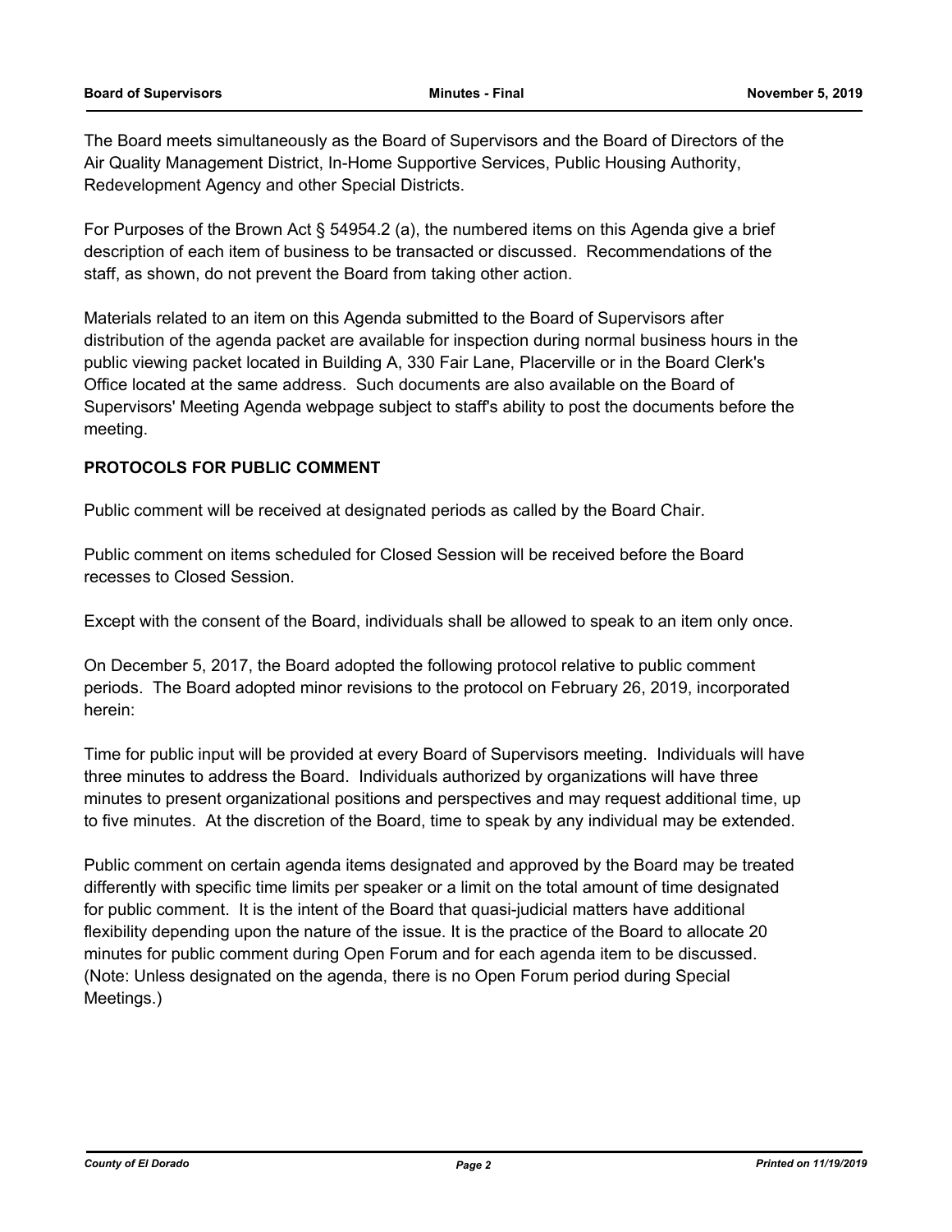The Board meets simultaneously as the Board of Supervisors and the Board of Directors of the Air Quality Management District, In-Home Supportive Services, Public Housing Authority, Redevelopment Agency and other Special Districts.

For Purposes of the Brown Act § 54954.2 (a), the numbered items on this Agenda give a brief description of each item of business to be transacted or discussed. Recommendations of the staff, as shown, do not prevent the Board from taking other action.

Materials related to an item on this Agenda submitted to the Board of Supervisors after distribution of the agenda packet are available for inspection during normal business hours in the public viewing packet located in Building A, 330 Fair Lane, Placerville or in the Board Clerk's Office located at the same address. Such documents are also available on the Board of Supervisors' Meeting Agenda webpage subject to staff's ability to post the documents before the meeting.

**PROTOCOLS FOR PUBLIC COMMENT**

Public comment will be received at designated periods as called by the Board Chair.

Public comment on items scheduled for Closed Session will be received before the Board recesses to Closed Session.

Except with the consent of the Board, individuals shall be allowed to speak to an item only once.

On December 5, 2017, the Board adopted the following protocol relative to public comment periods. The Board adopted minor revisions to the protocol on February 26, 2019, incorporated herein:

Time for public input will be provided at every Board of Supervisors meeting. Individuals will have three minutes to address the Board. Individuals authorized by organizations will have three minutes to present organizational positions and perspectives and may request additional time, up to five minutes. At the discretion of the Board, time to speak by any individual may be extended.

Public comment on certain agenda items designated and approved by the Board may be treated differently with specific time limits per speaker or a limit on the total amount of time designated for public comment. It is the intent of the Board that quasi-judicial matters have additional flexibility depending upon the nature of the issue. It is the practice of the Board to allocate 20 minutes for public comment during Open Forum and for each agenda item to be discussed. (Note: Unless designated on the agenda, there is no Open Forum period during Special Meetings.)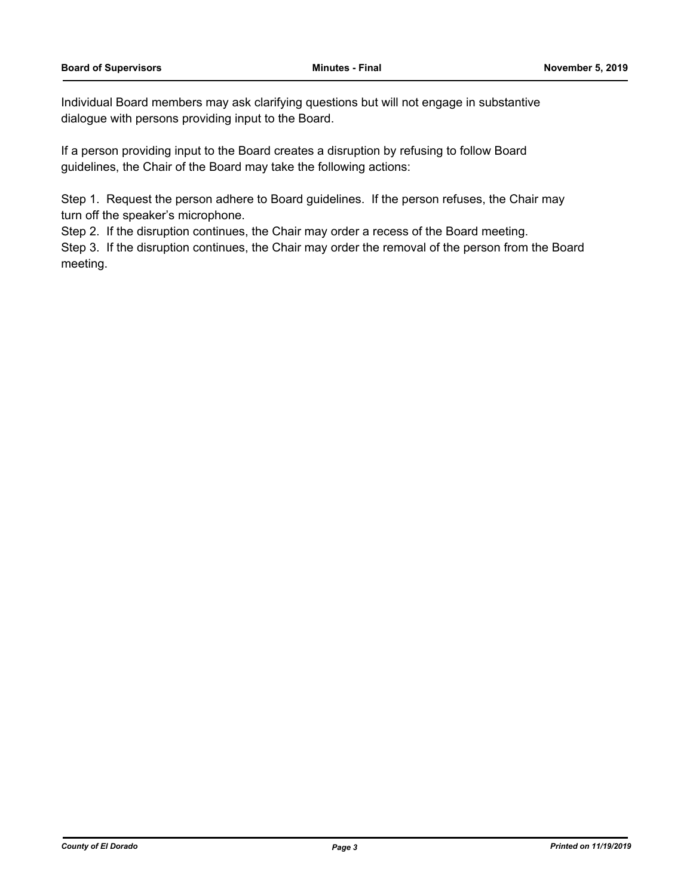Individual Board members may ask clarifying questions but will not engage in substantive dialogue with persons providing input to the Board.

If a person providing input to the Board creates a disruption by refusing to follow Board guidelines, the Chair of the Board may take the following actions:

Step 1. Request the person adhere to Board guidelines. If the person refuses, the Chair may turn off the speaker's microphone.
Step 2. If the disruption continues, the Chair may order a recess of the Board meeting.
Step 3. If the disruption continues, the Chair may order the removal of the person from the Board meeting.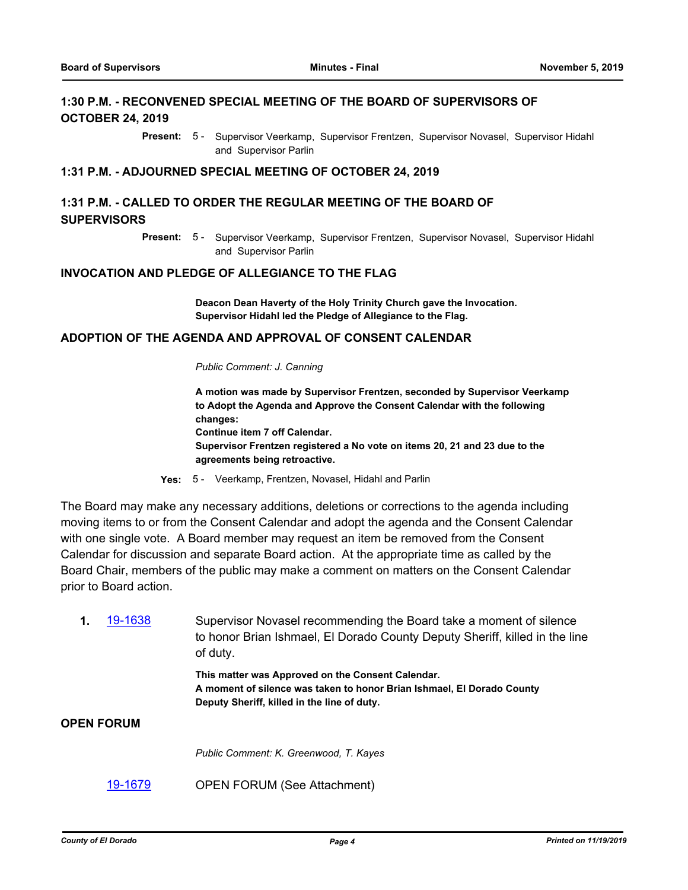## 1:30 P.M. - RECONVENED SPECIAL MEETING OF THE BOARD OF SUPERVISORS OF OCTOBER 24, 2019

**Present:** 5 - Supervisor Veerkamp, Supervisor Frentzen, Supervisor Novasel, Supervisor Hidahl and Supervisor Parlin

## 1:31 P.M. - ADJOURNED SPECIAL MEETING OF OCTOBER 24, 2019

## 1:31 P.M. - CALLED TO ORDER THE REGULAR MEETING OF THE BOARD OF SUPERVISORS

**Present:** 5 - Supervisor Veerkamp, Supervisor Frentzen, Supervisor Novasel, Supervisor Hidahl and Supervisor Parlin

## INVOCATION AND PLEDGE OF ALLEGIANCE TO THE FLAG

**Deacon Dean Haverty of the Holy Trinity Church gave the Invocation.**
**Supervisor Hidahl led the Pledge of Allegiance to the Flag.**

## ADOPTION OF THE AGENDA AND APPROVAL OF CONSENT CALENDAR

*Public Comment: J. Canning*

**A motion was made by Supervisor Frentzen, seconded by Supervisor Veerkamp to Adopt the Agenda and Approve the Consent Calendar with the following changes:**
**Continue item 7 off Calendar.**
**Supervisor Frentzen registered a No vote on items 20, 21 and 23 due to the agreements being retroactive.**

**Yes:** 5 - Veerkamp, Frentzen, Novasel, Hidahl and Parlin

The Board may make any necessary additions, deletions or corrections to the agenda including moving items to or from the Consent Calendar and adopt the agenda and the Consent Calendar with one single vote. A Board member may request an item be removed from the Consent Calendar for discussion and separate Board action. At the appropriate time as called by the Board Chair, members of the public may make a comment on matters on the Consent Calendar prior to Board action.

**1.** 19-1638 Supervisor Novasel recommending the Board take a moment of silence to honor Brian Ishmael, El Dorado County Deputy Sheriff, killed in the line of duty.

**This matter was Approved on the Consent Calendar.**
**A moment of silence was taken to honor Brian Ishmael, El Dorado County Deputy Sheriff, killed in the line of duty.**

## OPEN FORUM

*Public Comment: K. Greenwood, T. Kayes*

19-1679 OPEN FORUM (See Attachment)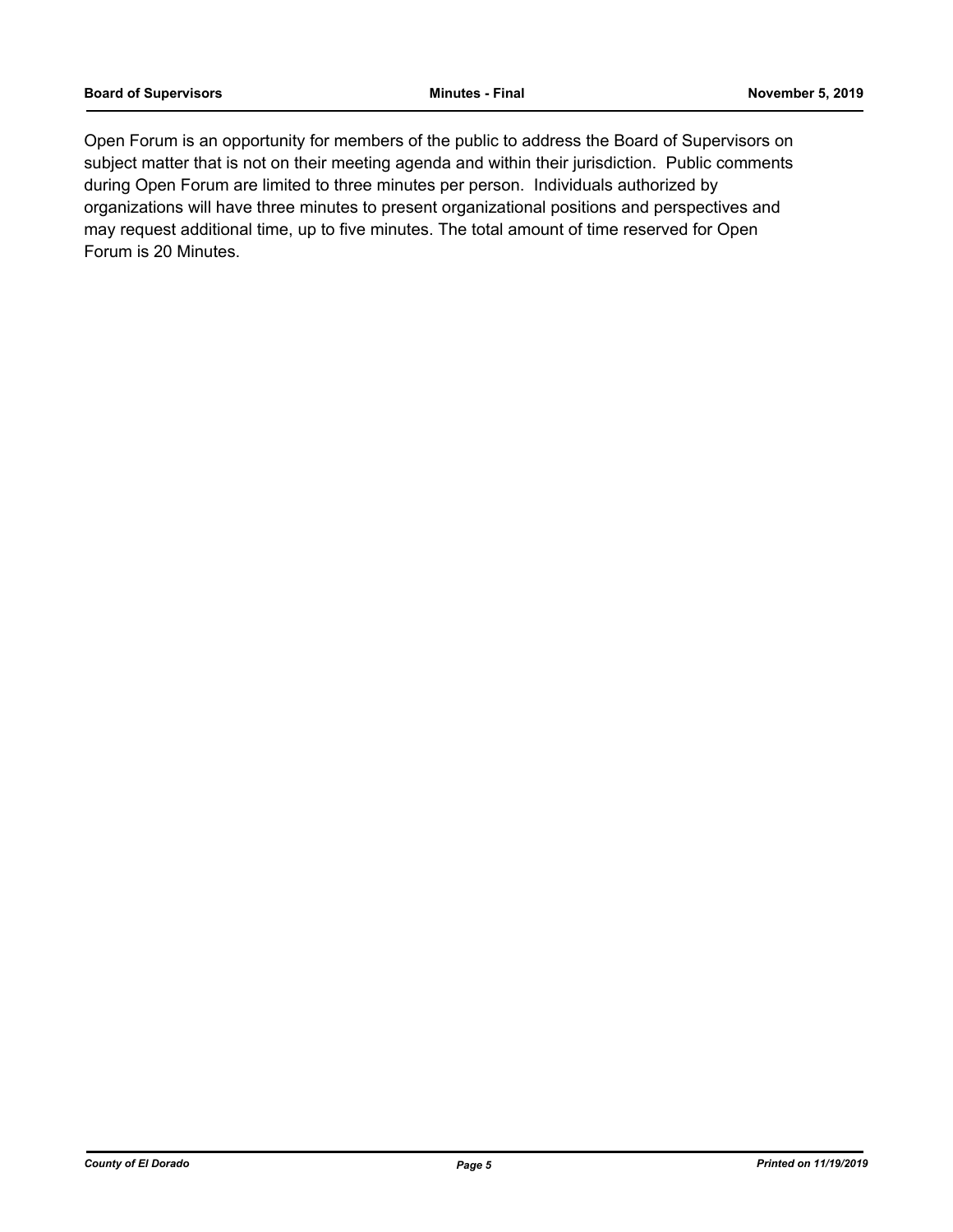Open Forum is an opportunity for members of the public to address the Board of Supervisors on subject matter that is not on their meeting agenda and within their jurisdiction. Public comments during Open Forum are limited to three minutes per person. Individuals authorized by organizations will have three minutes to present organizational positions and perspectives and may request additional time, up to five minutes. The total amount of time reserved for Open Forum is 20 Minutes.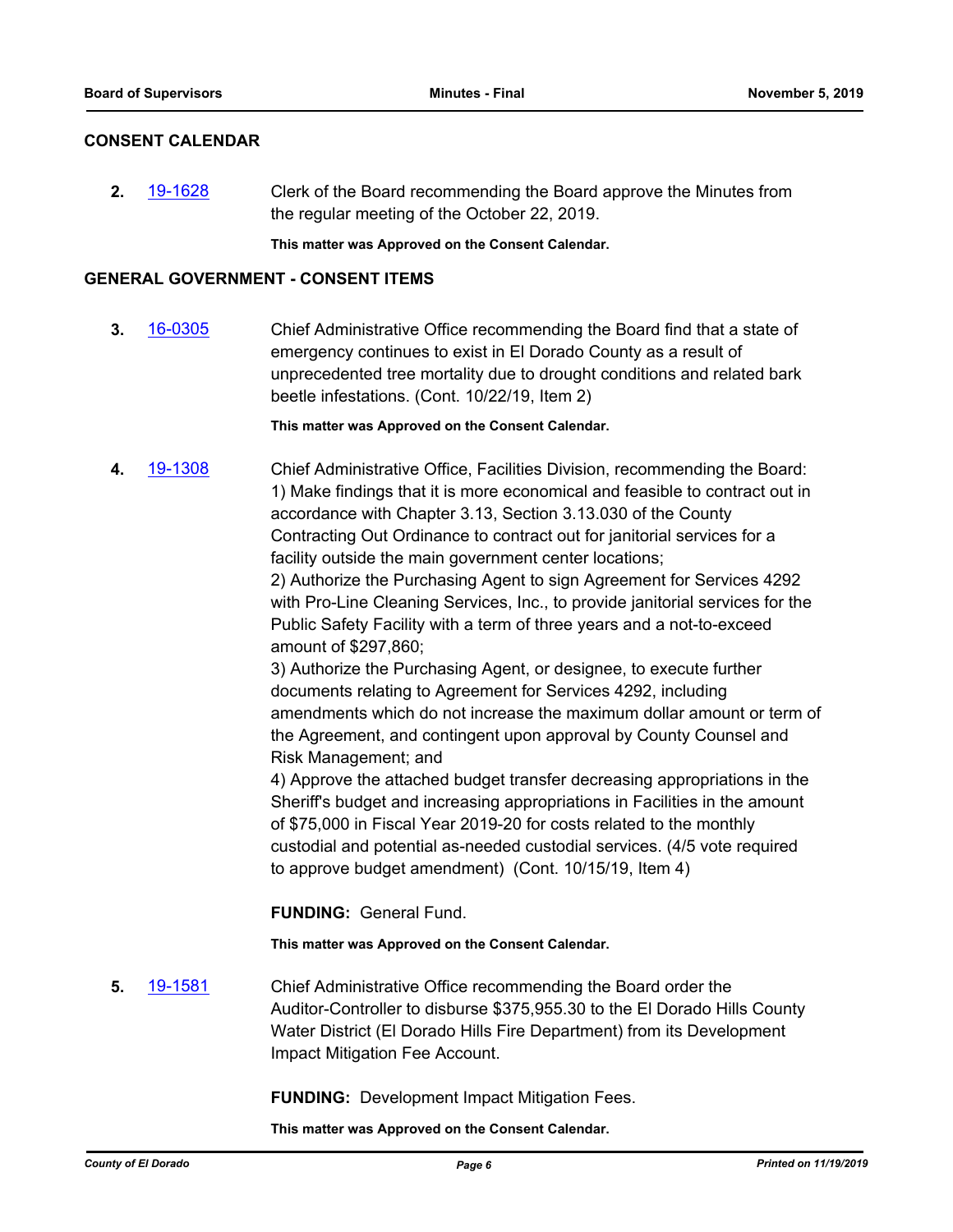## CONSENT CALENDAR

**2.** 19-1628 Clerk of the Board recommending the Board approve the Minutes from the regular meeting of the October 22, 2019.

**This matter was Approved on the Consent Calendar.**

## GENERAL GOVERNMENT - CONSENT ITEMS

**3.** 16-0305 Chief Administrative Office recommending the Board find that a state of emergency continues to exist in El Dorado County as a result of unprecedented tree mortality due to drought conditions and related bark beetle infestations. (Cont. 10/22/19, Item 2)

**This matter was Approved on the Consent Calendar.**

**4.** 19-1308 Chief Administrative Office, Facilities Division, recommending the Board:
1) Make findings that it is more economical and feasible to contract out in accordance with Chapter 3.13, Section 3.13.030 of the County Contracting Out Ordinance to contract out for janitorial services for a facility outside the main government center locations;
2) Authorize the Purchasing Agent to sign Agreement for Services 4292 with Pro-Line Cleaning Services, Inc., to provide janitorial services for the Public Safety Facility with a term of three years and a not-to-exceed amount of $297,860;
3) Authorize the Purchasing Agent, or designee, to execute further documents relating to Agreement for Services 4292, including amendments which do not increase the maximum dollar amount or term of the Agreement, and contingent upon approval by County Counsel and Risk Management; and
4) Approve the attached budget transfer decreasing appropriations in the Sheriff's budget and increasing appropriations in Facilities in the amount of $75,000 in Fiscal Year 2019-20 for costs related to the monthly custodial and potential as-needed custodial services. (4/5 vote required to approve budget amendment) (Cont. 10/15/19, Item 4)

**FUNDING:** General Fund.

**This matter was Approved on the Consent Calendar.**

**5.** 19-1581 Chief Administrative Office recommending the Board order the Auditor-Controller to disburse $375,955.30 to the El Dorado Hills County Water District (El Dorado Hills Fire Department) from its Development Impact Mitigation Fee Account.

**FUNDING:** Development Impact Mitigation Fees.

**This matter was Approved on the Consent Calendar.**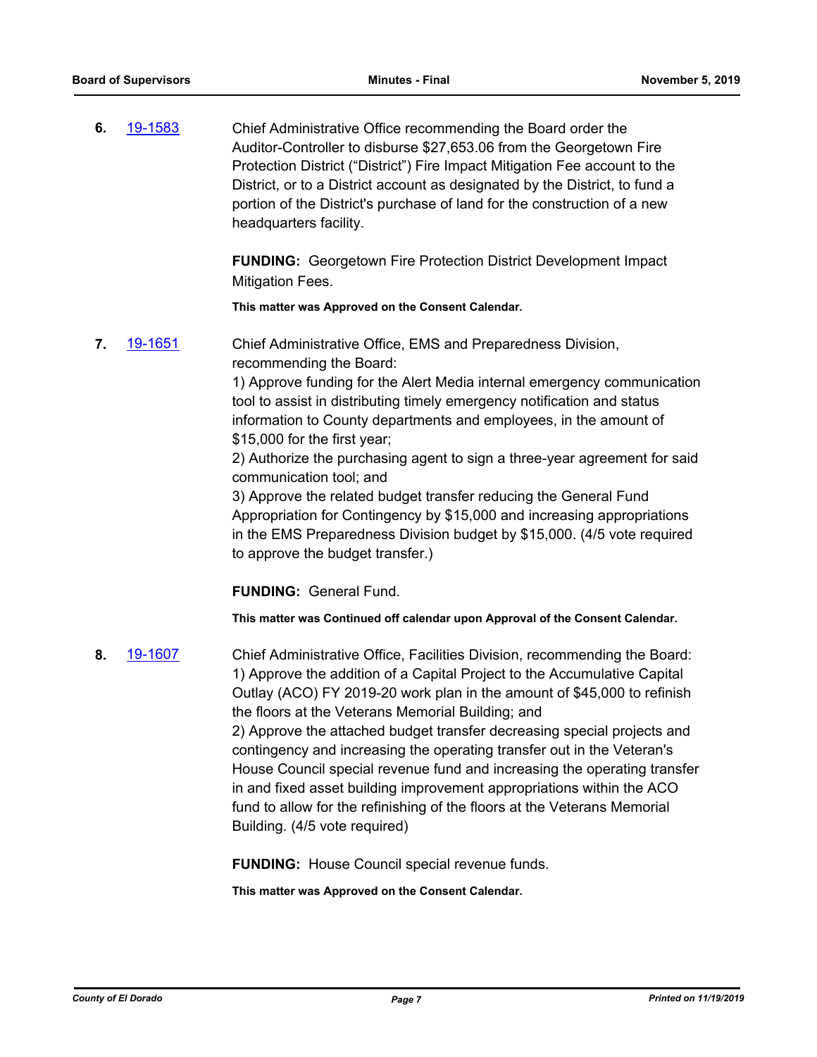**6.** 19-1583 Chief Administrative Office recommending the Board order the Auditor-Controller to disburse $27,653.06 from the Georgetown Fire Protection District ("District") Fire Impact Mitigation Fee account to the District, or to a District account as designated by the District, to fund a portion of the District's purchase of land for the construction of a new headquarters facility.

**FUNDING:** Georgetown Fire Protection District Development Impact Mitigation Fees.

**This matter was Approved on the Consent Calendar.**

**7.** 19-1651 Chief Administrative Office, EMS and Preparedness Division, recommending the Board:

1) Approve funding for the Alert Media internal emergency communication tool to assist in distributing timely emergency notification and status information to County departments and employees, in the amount of $15,000 for the first year;

2) Authorize the purchasing agent to sign a three-year agreement for said communication tool; and

3) Approve the related budget transfer reducing the General Fund Appropriation for Contingency by $15,000 and increasing appropriations in the EMS Preparedness Division budget by $15,000. (4/5 vote required to approve the budget transfer.)

**FUNDING:** General Fund.

**This matter was Continued off calendar upon Approval of the Consent Calendar.**

**8.** 19-1607 Chief Administrative Office, Facilities Division, recommending the Board:

1) Approve the addition of a Capital Project to the Accumulative Capital Outlay (ACO) FY 2019-20 work plan in the amount of $45,000 to refinish the floors at the Veterans Memorial Building; and

2) Approve the attached budget transfer decreasing special projects and contingency and increasing the operating transfer out in the Veteran's House Council special revenue fund and increasing the operating transfer in and fixed asset building improvement appropriations within the ACO fund to allow for the refinishing of the floors at the Veterans Memorial Building. (4/5 vote required)

**FUNDING:** House Council special revenue funds.

**This matter was Approved on the Consent Calendar.**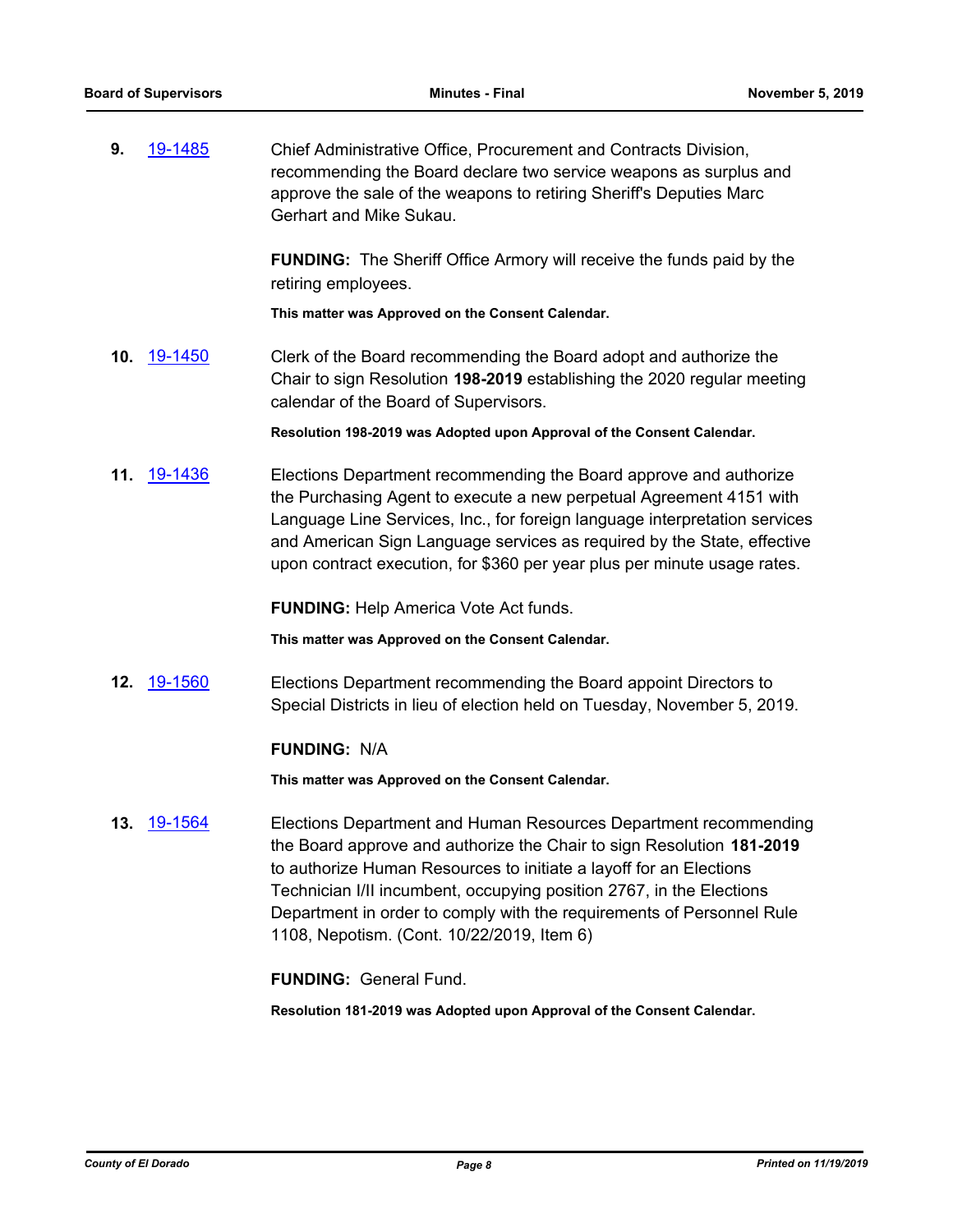**9.** 19-1485 Chief Administrative Office, Procurement and Contracts Division, recommending the Board declare two service weapons as surplus and approve the sale of the weapons to retiring Sheriff's Deputies Marc Gerhart and Mike Sukau.

**FUNDING:** The Sheriff Office Armory will receive the funds paid by the retiring employees.

**This matter was Approved on the Consent Calendar.**

**10.** 19-1450 Clerk of the Board recommending the Board adopt and authorize the Chair to sign Resolution **198-2019** establishing the 2020 regular meeting calendar of the Board of Supervisors.

**Resolution 198-2019 was Adopted upon Approval of the Consent Calendar.**

**11.** 19-1436 Elections Department recommending the Board approve and authorize the Purchasing Agent to execute a new perpetual Agreement 4151 with Language Line Services, Inc., for foreign language interpretation services and American Sign Language services as required by the State, effective upon contract execution, for $360 per year plus per minute usage rates.

**FUNDING:** Help America Vote Act funds.

**This matter was Approved on the Consent Calendar.**

**12.** 19-1560 Elections Department recommending the Board appoint Directors to Special Districts in lieu of election held on Tuesday, November 5, 2019.

**FUNDING:** N/A

**This matter was Approved on the Consent Calendar.**

**13.** 19-1564 Elections Department and Human Resources Department recommending the Board approve and authorize the Chair to sign Resolution **181-2019** to authorize Human Resources to initiate a layoff for an Elections Technician I/II incumbent, occupying position 2767, in the Elections Department in order to comply with the requirements of Personnel Rule 1108, Nepotism. (Cont. 10/22/2019, Item 6)

**FUNDING:** General Fund.

**Resolution 181-2019 was Adopted upon Approval of the Consent Calendar.**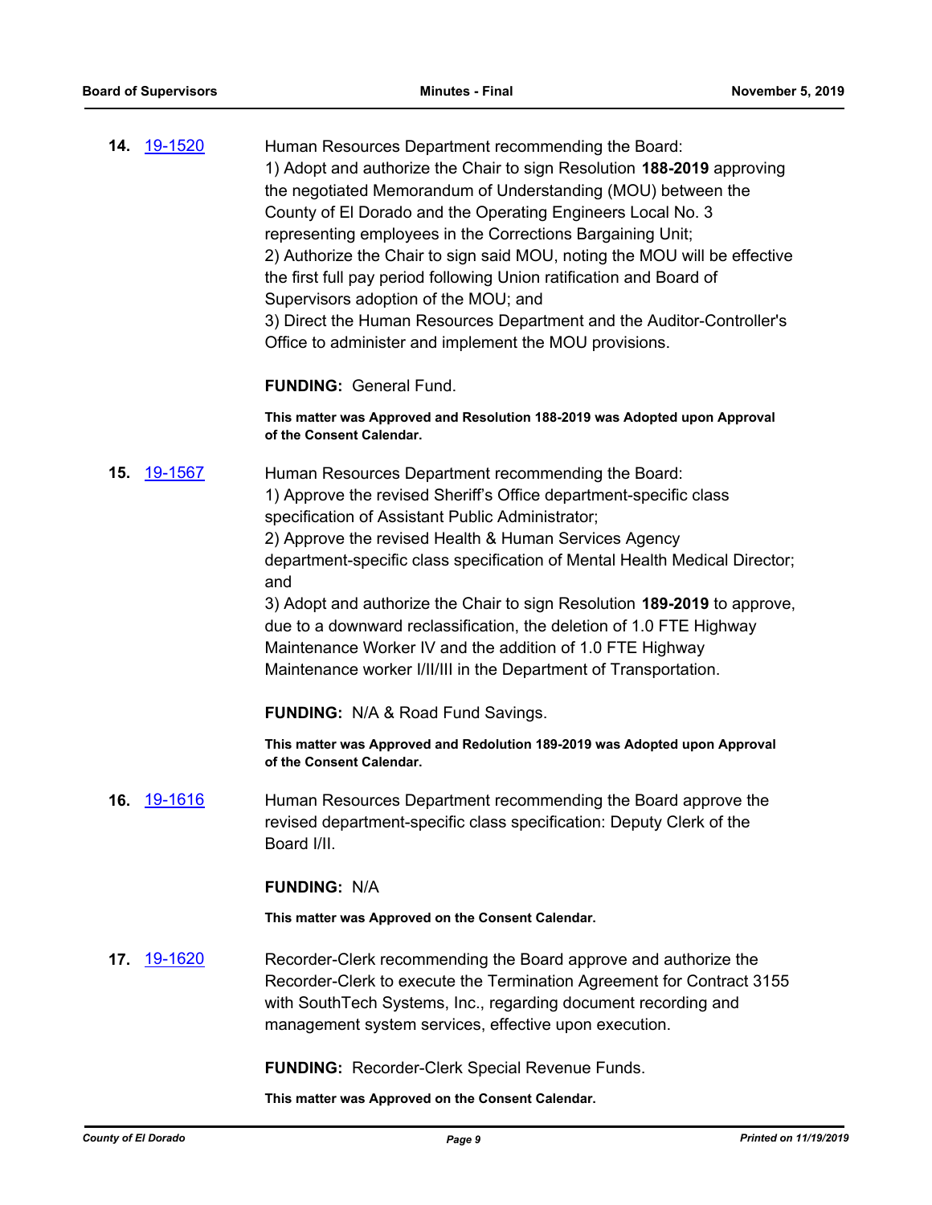**14.** 19-1520 Human Resources Department recommending the Board:
1) Adopt and authorize the Chair to sign Resolution **188-2019** approving the negotiated Memorandum of Understanding (MOU) between the County of El Dorado and the Operating Engineers Local No. 3 representing employees in the Corrections Bargaining Unit;
2) Authorize the Chair to sign said MOU, noting the MOU will be effective the first full pay period following Union ratification and Board of Supervisors adoption of the MOU; and
3) Direct the Human Resources Department and the Auditor-Controller's Office to administer and implement the MOU provisions.

**FUNDING:** General Fund.

**This matter was Approved and Resolution 188-2019 was Adopted upon Approval of the Consent Calendar.**

**15.** 19-1567 Human Resources Department recommending the Board:
1) Approve the revised Sheriff's Office department-specific class specification of Assistant Public Administrator;
2) Approve the revised Health & Human Services Agency department-specific class specification of Mental Health Medical Director; and
3) Adopt and authorize the Chair to sign Resolution **189-2019** to approve, due to a downward reclassification, the deletion of 1.0 FTE Highway Maintenance Worker IV and the addition of 1.0 FTE Highway Maintenance worker I/II/III in the Department of Transportation.

**FUNDING:** N/A & Road Fund Savings.

**This matter was Approved and Redolution 189-2019 was Adopted upon Approval of the Consent Calendar.**

**16.** 19-1616 Human Resources Department recommending the Board approve the revised department-specific class specification: Deputy Clerk of the Board I/II.

**FUNDING:** N/A

**This matter was Approved on the Consent Calendar.**

**17.** 19-1620 Recorder-Clerk recommending the Board approve and authorize the Recorder-Clerk to execute the Termination Agreement for Contract 3155 with SouthTech Systems, Inc., regarding document recording and management system services, effective upon execution.

**FUNDING:** Recorder-Clerk Special Revenue Funds.

**This matter was Approved on the Consent Calendar.**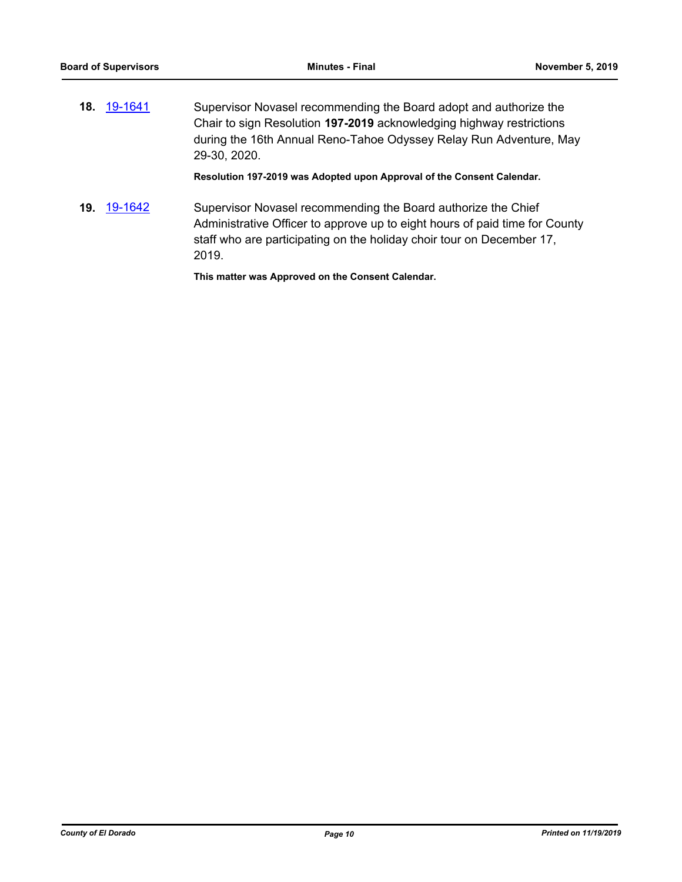**18.** 19-1641 Supervisor Novasel recommending the Board adopt and authorize the Chair to sign Resolution **197-2019** acknowledging highway restrictions during the 16th Annual Reno-Tahoe Odyssey Relay Run Adventure, May 29-30, 2020.

**Resolution 197-2019 was Adopted upon Approval of the Consent Calendar.**

**19.** 19-1642 Supervisor Novasel recommending the Board authorize the Chief Administrative Officer to approve up to eight hours of paid time for County staff who are participating on the holiday choir tour on December 17, 2019.

**This matter was Approved on the Consent Calendar.**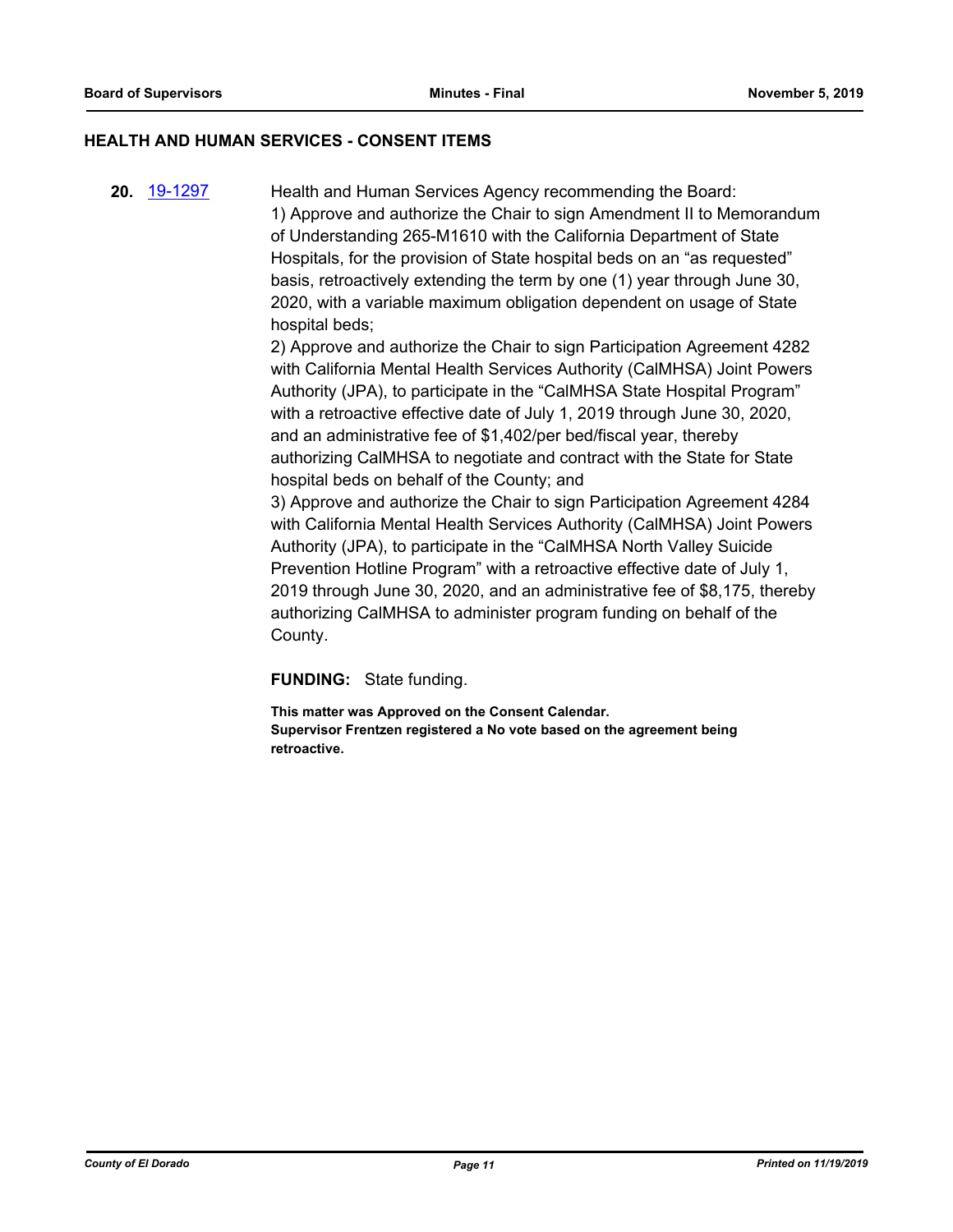## HEALTH AND HUMAN SERVICES - CONSENT ITEMS

**20.** [19-1297](19-1297) Health and Human Services Agency recommending the Board:

1) Approve and authorize the Chair to sign Amendment II to Memorandum of Understanding 265-M1610 with the California Department of State Hospitals, for the provision of State hospital beds on an "as requested" basis, retroactively extending the term by one (1) year through June 30, 2020, with a variable maximum obligation dependent on usage of State hospital beds;

2) Approve and authorize the Chair to sign Participation Agreement 4282 with California Mental Health Services Authority (CalMHSA) Joint Powers Authority (JPA), to participate in the "CalMHSA State Hospital Program" with a retroactive effective date of July 1, 2019 through June 30, 2020, and an administrative fee of $1,402/per bed/fiscal year, thereby authorizing CalMHSA to negotiate and contract with the State for State hospital beds on behalf of the County; and

3) Approve and authorize the Chair to sign Participation Agreement 4284 with California Mental Health Services Authority (CalMHSA) Joint Powers Authority (JPA), to participate in the "CalMHSA North Valley Suicide Prevention Hotline Program" with a retroactive effective date of July 1, 2019 through June 30, 2020, and an administrative fee of $8,175, thereby authorizing CalMHSA to administer program funding on behalf of the County.

**FUNDING:** State funding.

**This matter was Approved on the Consent Calendar.**
**Supervisor Frentzen registered a No vote based on the agreement being retroactive.**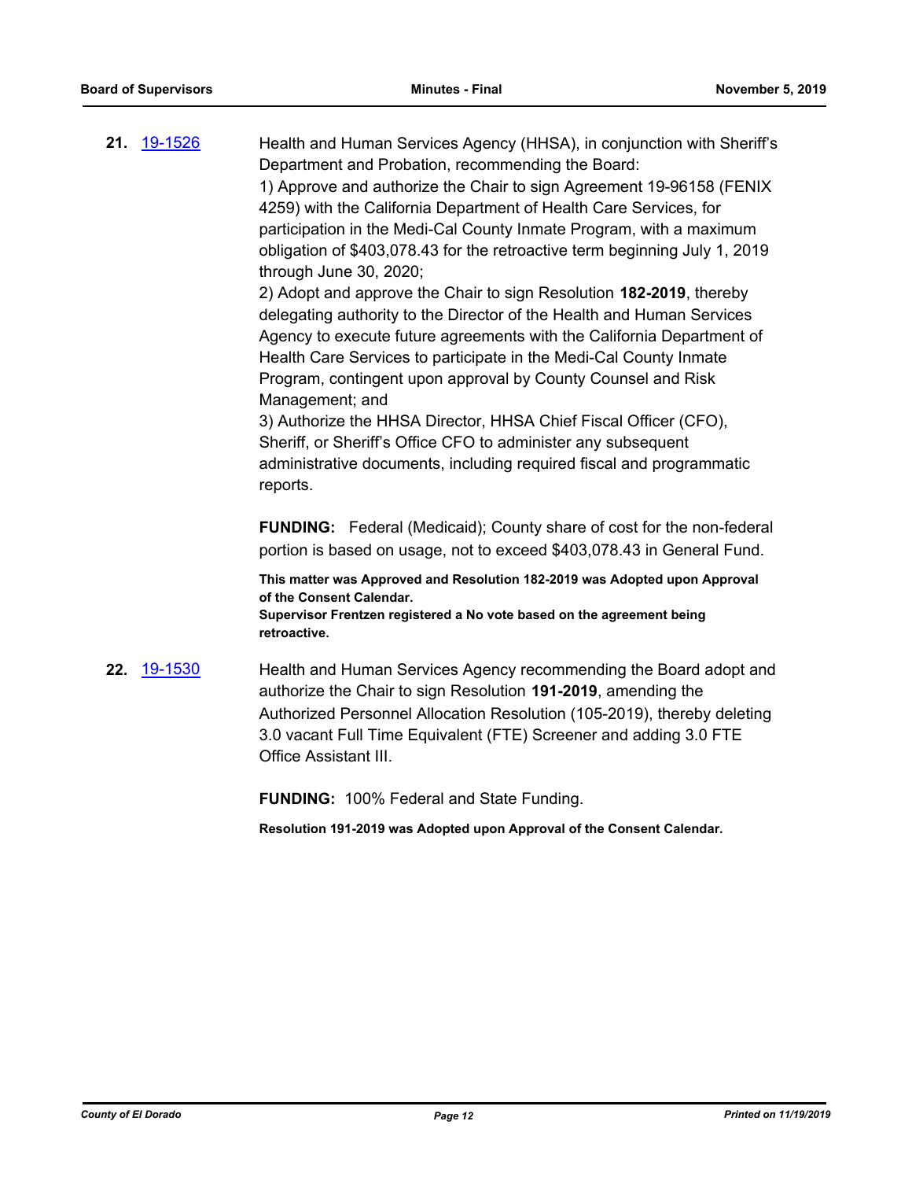**21.** [19-1526](19-1526)

Health and Human Services Agency (HHSA), in conjunction with Sheriff's Department and Probation, recommending the Board:

1) Approve and authorize the Chair to sign Agreement 19-96158 (FENIX 4259) with the California Department of Health Care Services, for participation in the Medi-Cal County Inmate Program, with a maximum obligation of $403,078.43 for the retroactive term beginning July 1, 2019 through June 30, 2020;

2) Adopt and approve the Chair to sign Resolution **182-2019**, thereby delegating authority to the Director of the Health and Human Services Agency to execute future agreements with the California Department of Health Care Services to participate in the Medi-Cal County Inmate Program, contingent upon approval by County Counsel and Risk Management; and

3) Authorize the HHSA Director, HHSA Chief Fiscal Officer (CFO), Sheriff, or Sheriff's Office CFO to administer any subsequent administrative documents, including required fiscal and programmatic reports.

**FUNDING:** Federal (Medicaid); County share of cost for the non-federal portion is based on usage, not to exceed $403,078.43 in General Fund.

**This matter was Approved and Resolution 182-2019 was Adopted upon Approval of the Consent Calendar.**
**Supervisor Frentzen registered a No vote based on the agreement being retroactive.**

**22.** [19-1530](19-1530)

Health and Human Services Agency recommending the Board adopt and authorize the Chair to sign Resolution **191-2019**, amending the Authorized Personnel Allocation Resolution (105-2019), thereby deleting 3.0 vacant Full Time Equivalent (FTE) Screener and adding 3.0 FTE Office Assistant III.

**FUNDING:** 100% Federal and State Funding.

**Resolution 191-2019 was Adopted upon Approval of the Consent Calendar.**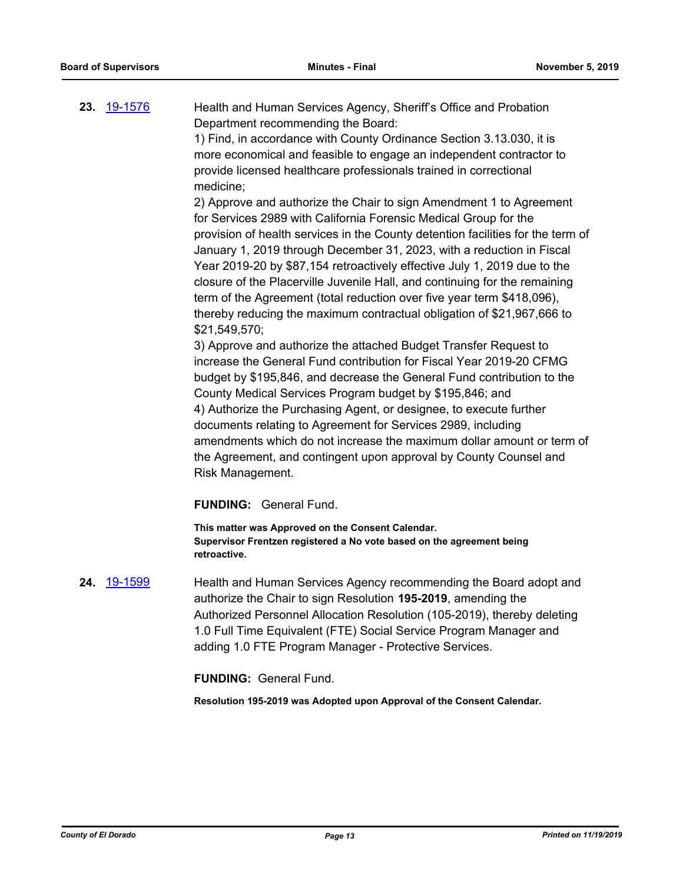**23.** [19-1576](19-1576)

Health and Human Services Agency, Sheriff's Office and Probation Department recommending the Board:

1) Find, in accordance with County Ordinance Section 3.13.030, it is more economical and feasible to engage an independent contractor to provide licensed healthcare professionals trained in correctional medicine;

2) Approve and authorize the Chair to sign Amendment 1 to Agreement for Services 2989 with California Forensic Medical Group for the provision of health services in the County detention facilities for the term of January 1, 2019 through December 31, 2023, with a reduction in Fiscal Year 2019-20 by $87,154 retroactively effective July 1, 2019 due to the closure of the Placerville Juvenile Hall, and continuing for the remaining term of the Agreement (total reduction over five year term $418,096), thereby reducing the maximum contractual obligation of $21,967,666 to $21,549,570;

3) Approve and authorize the attached Budget Transfer Request to increase the General Fund contribution for Fiscal Year 2019-20 CFMG budget by $195,846, and decrease the General Fund contribution to the County Medical Services Program budget by $195,846; and

4) Authorize the Purchasing Agent, or designee, to execute further documents relating to Agreement for Services 2989, including amendments which do not increase the maximum dollar amount or term of the Agreement, and contingent upon approval by County Counsel and Risk Management.

**FUNDING:** General Fund.

**This matter was Approved on the Consent Calendar.**
**Supervisor Frentzen registered a No vote based on the agreement being retroactive.**

**24.** [19-1599](19-1599)

Health and Human Services Agency recommending the Board adopt and authorize the Chair to sign Resolution **195-2019**, amending the Authorized Personnel Allocation Resolution (105-2019), thereby deleting 1.0 Full Time Equivalent (FTE) Social Service Program Manager and adding 1.0 FTE Program Manager - Protective Services.

**FUNDING:** General Fund.

**Resolution 195-2019 was Adopted upon Approval of the Consent Calendar.**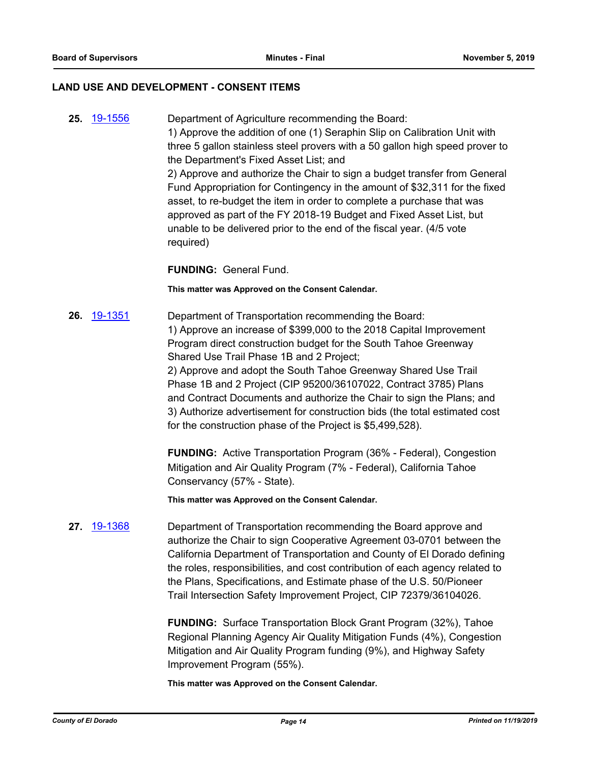## LAND USE AND DEVELOPMENT - CONSENT ITEMS

**25.** 19-1556

Department of Agriculture recommending the Board:
1) Approve the addition of one (1) Seraphin Slip on Calibration Unit with three 5 gallon stainless steel provers with a 50 gallon high speed prover to the Department's Fixed Asset List; and
2) Approve and authorize the Chair to sign a budget transfer from General Fund Appropriation for Contingency in the amount of $32,311 for the fixed asset, to re-budget the item in order to complete a purchase that was approved as part of the FY 2018-19 Budget and Fixed Asset List, but unable to be delivered prior to the end of the fiscal year. (4/5 vote required)

**FUNDING:** General Fund.

**This matter was Approved on the Consent Calendar.**

**26.** 19-1351

Department of Transportation recommending the Board:
1) Approve an increase of $399,000 to the 2018 Capital Improvement Program direct construction budget for the South Tahoe Greenway Shared Use Trail Phase 1B and 2 Project;
2) Approve and adopt the South Tahoe Greenway Shared Use Trail Phase 1B and 2 Project (CIP 95200/36107022, Contract 3785) Plans and Contract Documents and authorize the Chair to sign the Plans; and
3) Authorize advertisement for construction bids (the total estimated cost for the construction phase of the Project is $5,499,528).

**FUNDING:** Active Transportation Program (36% - Federal), Congestion Mitigation and Air Quality Program (7% - Federal), California Tahoe Conservancy (57% - State).

**This matter was Approved on the Consent Calendar.**

**27.** 19-1368

Department of Transportation recommending the Board approve and authorize the Chair to sign Cooperative Agreement 03-0701 between the California Department of Transportation and County of El Dorado defining the roles, responsibilities, and cost contribution of each agency related to the Plans, Specifications, and Estimate phase of the U.S. 50/Pioneer Trail Intersection Safety Improvement Project, CIP 72379/36104026.

**FUNDING:** Surface Transportation Block Grant Program (32%), Tahoe Regional Planning Agency Air Quality Mitigation Funds (4%), Congestion Mitigation and Air Quality Program funding (9%), and Highway Safety Improvement Program (55%).

**This matter was Approved on the Consent Calendar.**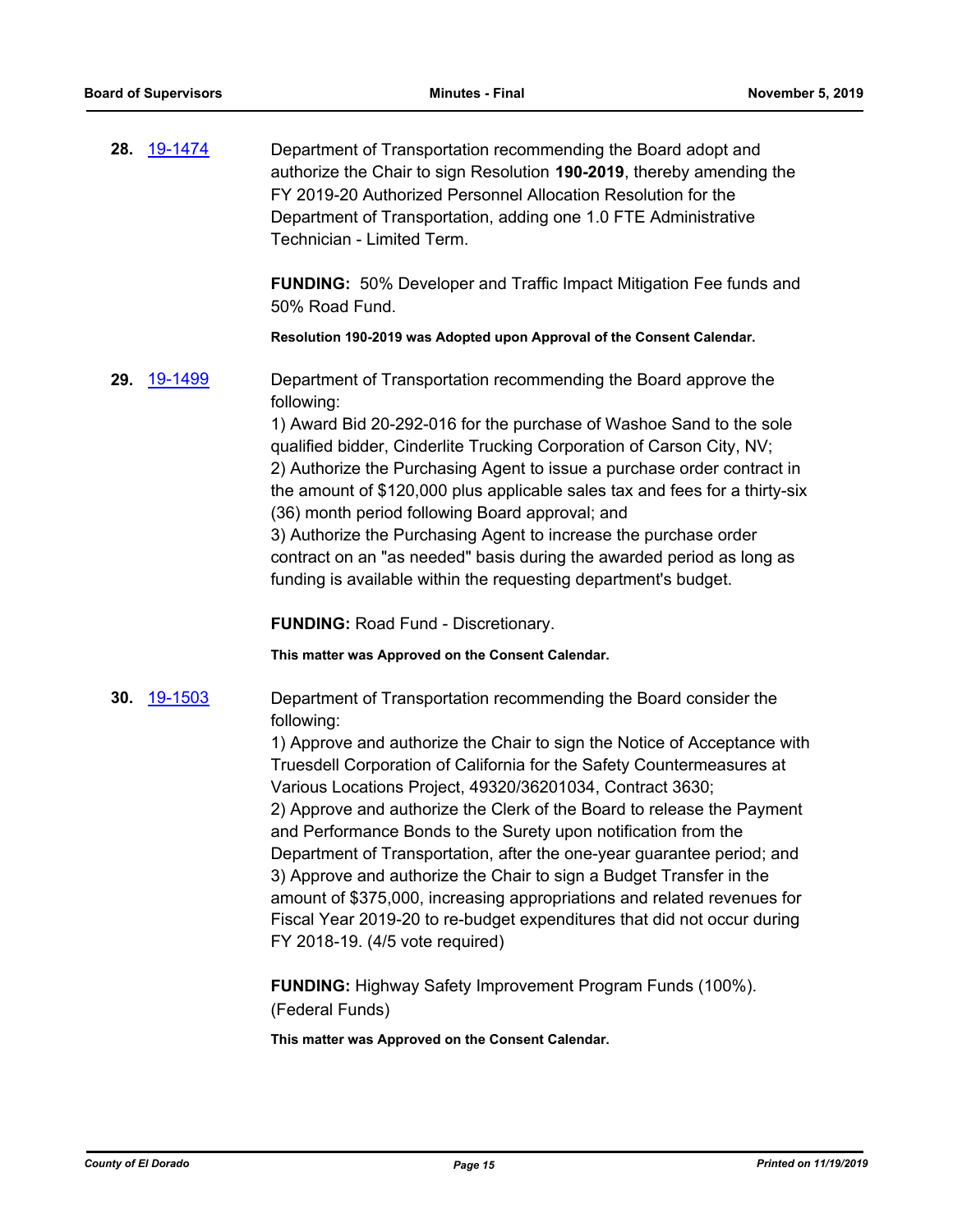**28.** 19-1474

Department of Transportation recommending the Board adopt and authorize the Chair to sign Resolution **190-2019**, thereby amending the FY 2019-20 Authorized Personnel Allocation Resolution for the Department of Transportation, adding one 1.0 FTE Administrative Technician - Limited Term.

**FUNDING:** 50% Developer and Traffic Impact Mitigation Fee funds and 50% Road Fund.

**Resolution 190-2019 was Adopted upon Approval of the Consent Calendar.**

**29.** 19-1499

Department of Transportation recommending the Board approve the following:
1) Award Bid 20-292-016 for the purchase of Washoe Sand to the sole qualified bidder, Cinderlite Trucking Corporation of Carson City, NV;
2) Authorize the Purchasing Agent to issue a purchase order contract in the amount of $120,000 plus applicable sales tax and fees for a thirty-six (36) month period following Board approval; and
3) Authorize the Purchasing Agent to increase the purchase order contract on an "as needed" basis during the awarded period as long as funding is available within the requesting department's budget.

**FUNDING:** Road Fund - Discretionary.

**This matter was Approved on the Consent Calendar.**

**30.** 19-1503

Department of Transportation recommending the Board consider the following:
1) Approve and authorize the Chair to sign the Notice of Acceptance with Truesdell Corporation of California for the Safety Countermeasures at Various Locations Project, 49320/36201034, Contract 3630;
2) Approve and authorize the Clerk of the Board to release the Payment and Performance Bonds to the Surety upon notification from the Department of Transportation, after the one-year guarantee period; and
3) Approve and authorize the Chair to sign a Budget Transfer in the amount of $375,000, increasing appropriations and related revenues for Fiscal Year 2019-20 to re-budget expenditures that did not occur during FY 2018-19. (4/5 vote required)

**FUNDING:** Highway Safety Improvement Program Funds (100%). (Federal Funds)

**This matter was Approved on the Consent Calendar.**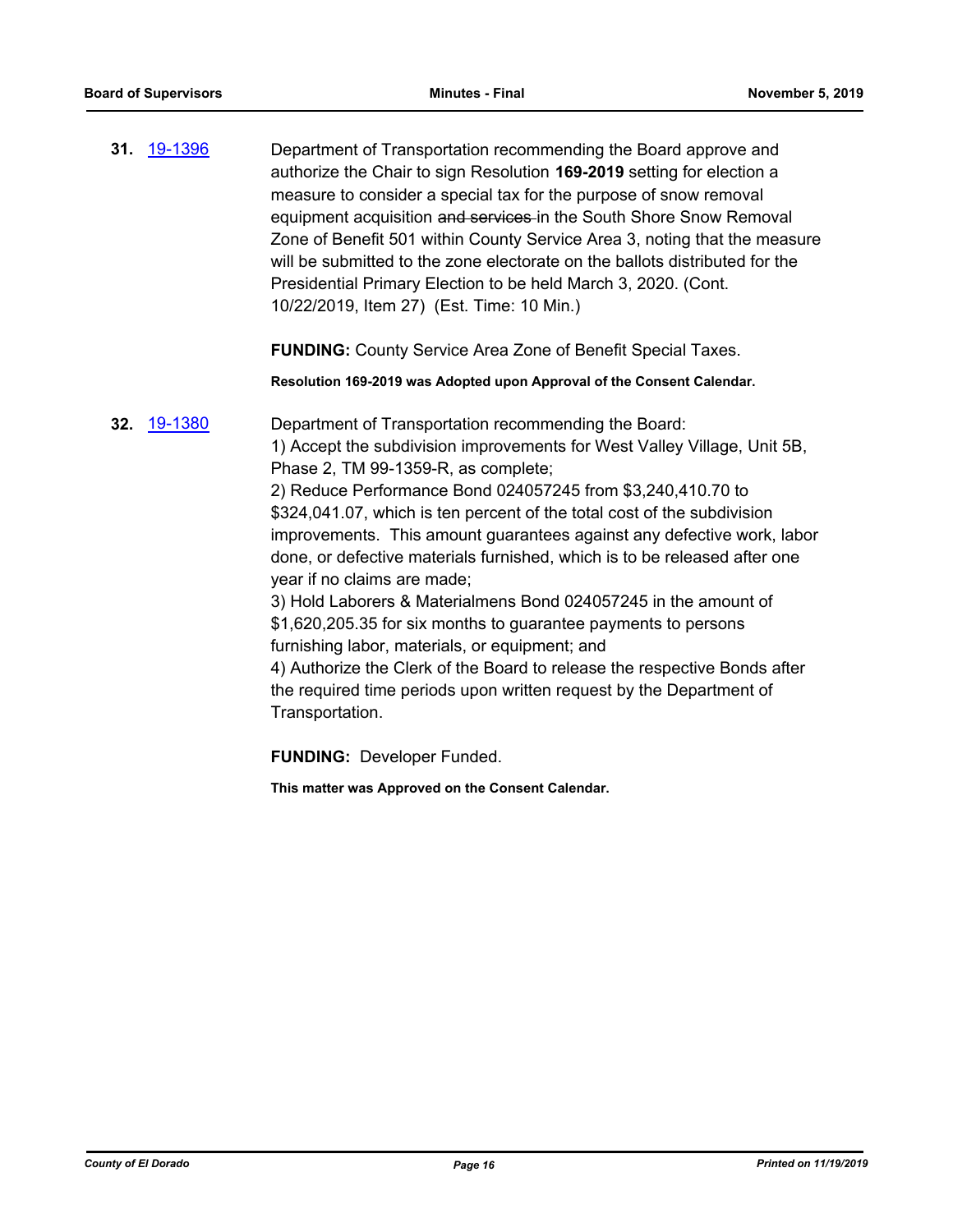**31.** [19-1396](#)

Department of Transportation recommending the Board approve and authorize the Chair to sign Resolution **169-2019** setting for election a measure to consider a special tax for the purpose of snow removal equipment acquisition ~~and services~~ in the South Shore Snow Removal Zone of Benefit 501 within County Service Area 3, noting that the measure will be submitted to the zone electorate on the ballots distributed for the Presidential Primary Election to be held March 3, 2020. (Cont. 10/22/2019, Item 27) (Est. Time: 10 Min.)

**FUNDING:** County Service Area Zone of Benefit Special Taxes.

**Resolution 169-2019 was Adopted upon Approval of the Consent Calendar.**

**32.** [19-1380](#)

Department of Transportation recommending the Board:
1) Accept the subdivision improvements for West Valley Village, Unit 5B, Phase 2, TM 99-1359-R, as complete;
2) Reduce Performance Bond 024057245 from $3,240,410.70 to $324,041.07, which is ten percent of the total cost of the subdivision improvements. This amount guarantees against any defective work, labor done, or defective materials furnished, which is to be released after one year if no claims are made;
3) Hold Laborers & Materialmens Bond 024057245 in the amount of $1,620,205.35 for six months to guarantee payments to persons furnishing labor, materials, or equipment; and
4) Authorize the Clerk of the Board to release the respective Bonds after the required time periods upon written request by the Department of Transportation.

**FUNDING:** Developer Funded.

**This matter was Approved on the Consent Calendar.**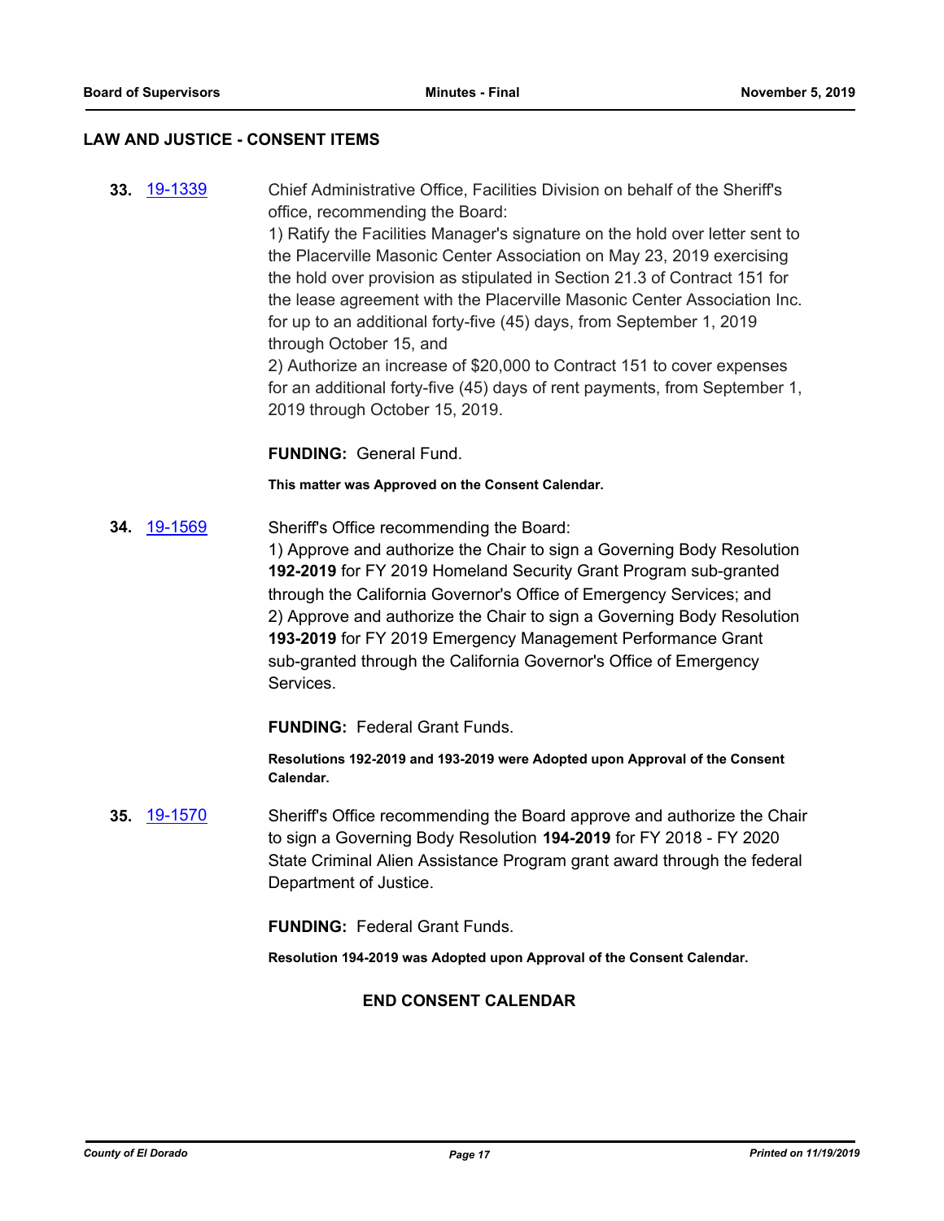## LAW AND JUSTICE - CONSENT ITEMS

**33.** 19-1339 Chief Administrative Office, Facilities Division on behalf of the Sheriff's office, recommending the Board:

1) Ratify the Facilities Manager's signature on the hold over letter sent to the Placerville Masonic Center Association on May 23, 2019 exercising the hold over provision as stipulated in Section 21.3 of Contract 151 for the lease agreement with the Placerville Masonic Center Association Inc. for up to an additional forty-five (45) days, from September 1, 2019 through October 15, and

2) Authorize an increase of $20,000 to Contract 151 to cover expenses for an additional forty-five (45) days of rent payments, from September 1, 2019 through October 15, 2019.

**FUNDING:** General Fund.

**This matter was Approved on the Consent Calendar.**

**34.** 19-1569 Sheriff's Office recommending the Board:

1) Approve and authorize the Chair to sign a Governing Body Resolution **192-2019** for FY 2019 Homeland Security Grant Program sub-granted through the California Governor's Office of Emergency Services; and

2) Approve and authorize the Chair to sign a Governing Body Resolution **193-2019** for FY 2019 Emergency Management Performance Grant sub-granted through the California Governor's Office of Emergency Services.

**FUNDING:** Federal Grant Funds.

**Resolutions 192-2019 and 193-2019 were Adopted upon Approval of the Consent Calendar.**

**35.** 19-1570 Sheriff's Office recommending the Board approve and authorize the Chair to sign a Governing Body Resolution **194-2019** for FY 2018 - FY 2020 State Criminal Alien Assistance Program grant award through the federal Department of Justice.

**FUNDING:** Federal Grant Funds.

**Resolution 194-2019 was Adopted upon Approval of the Consent Calendar.**

**END CONSENT CALENDAR**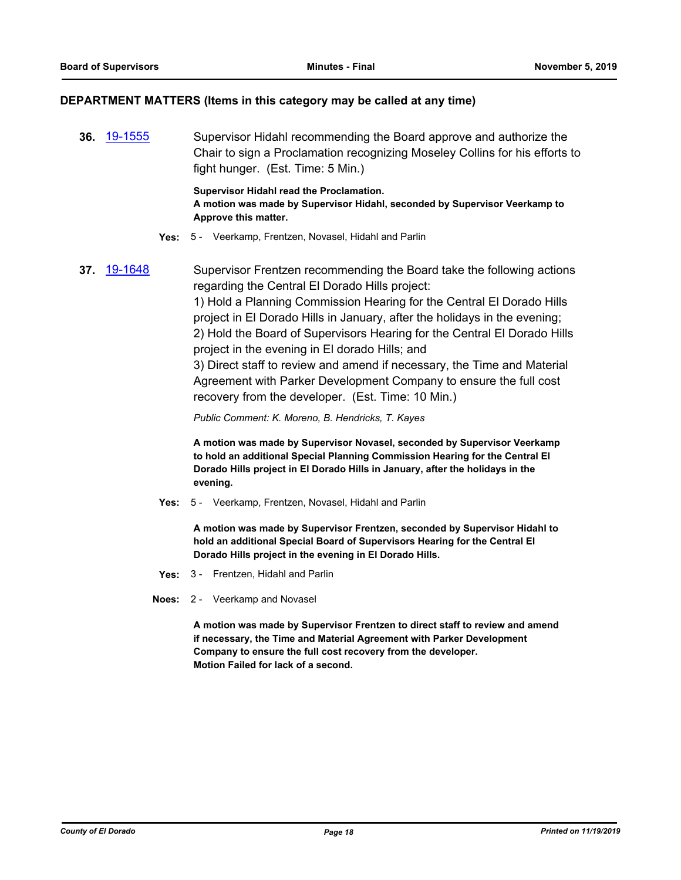## DEPARTMENT MATTERS (Items in this category may be called at any time)

**36.** 19-1555 Supervisor Hidahl recommending the Board approve and authorize the Chair to sign a Proclamation recognizing Moseley Collins for his efforts to fight hunger. (Est. Time: 5 Min.)

**Supervisor Hidahl read the Proclamation.**
**A motion was made by Supervisor Hidahl, seconded by Supervisor Veerkamp to Approve this matter.**

**Yes:** 5 - Veerkamp, Frentzen, Novasel, Hidahl and Parlin

**37.** 19-1648 Supervisor Frentzen recommending the Board take the following actions regarding the Central El Dorado Hills project:
1) Hold a Planning Commission Hearing for the Central El Dorado Hills project in El Dorado Hills in January, after the holidays in the evening;
2) Hold the Board of Supervisors Hearing for the Central El Dorado Hills project in the evening in El dorado Hills; and
3) Direct staff to review and amend if necessary, the Time and Material Agreement with Parker Development Company to ensure the full cost recovery from the developer. (Est. Time: 10 Min.)

*Public Comment: K. Moreno, B. Hendricks, T. Kayes*

**A motion was made by Supervisor Novasel, seconded by Supervisor Veerkamp to hold an additional Special Planning Commission Hearing for the Central El Dorado Hills project in El Dorado Hills in January, after the holidays in the evening.**

**Yes:** 5 - Veerkamp, Frentzen, Novasel, Hidahl and Parlin

**A motion was made by Supervisor Frentzen, seconded by Supervisor Hidahl to hold an additional Special Board of Supervisors Hearing for the Central El Dorado Hills project in the evening in El Dorado Hills.**

**Yes:** 3 - Frentzen, Hidahl and Parlin

**Noes:** 2 - Veerkamp and Novasel

**A motion was made by Supervisor Frentzen to direct staff to review and amend if necessary, the Time and Material Agreement with Parker Development Company to ensure the full cost recovery from the developer.**
**Motion Failed for lack of a second.**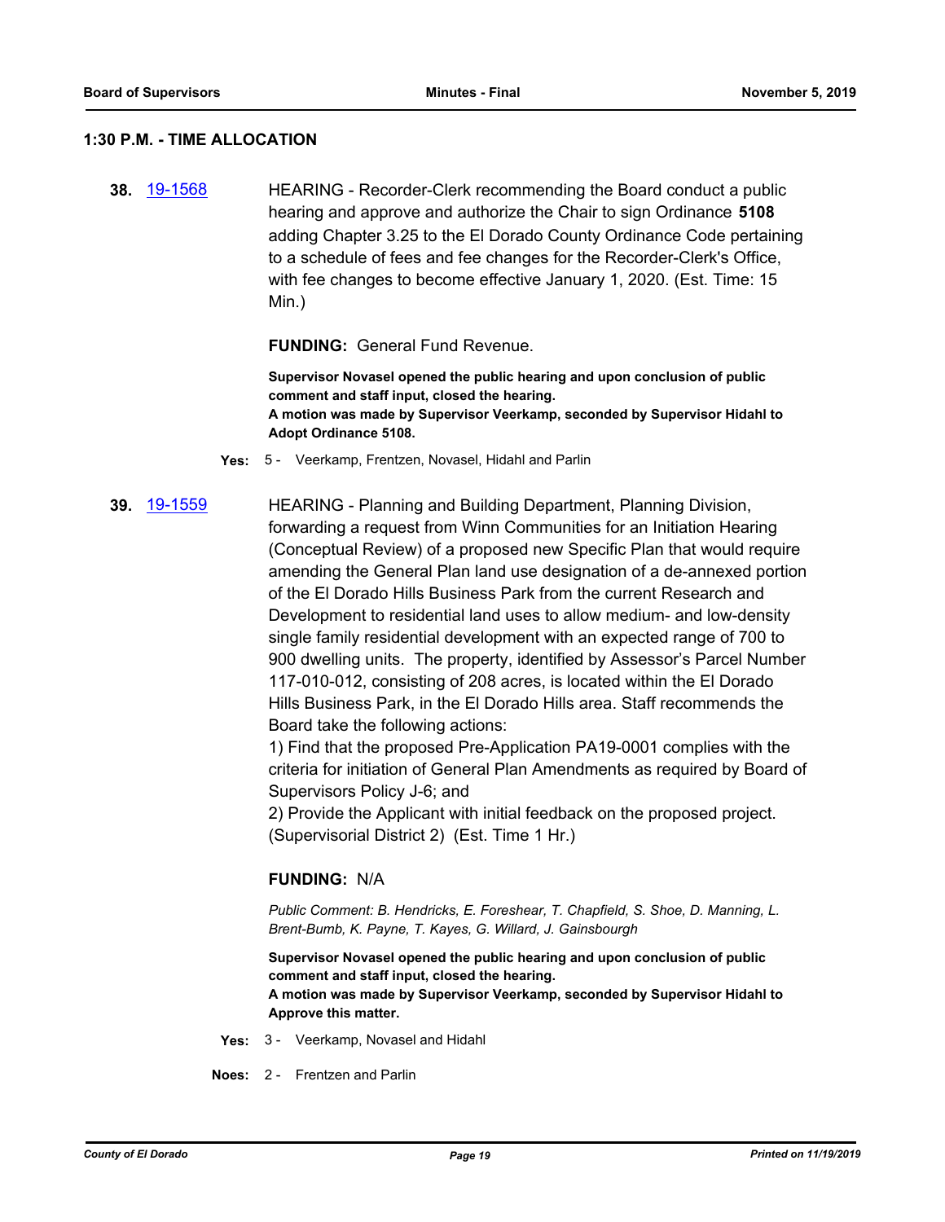### 1:30 P.M. - TIME ALLOCATION

**38.** 19-1568 HEARING - Recorder-Clerk recommending the Board conduct a public hearing and approve and authorize the Chair to sign Ordinance **5108** adding Chapter 3.25 to the El Dorado County Ordinance Code pertaining to a schedule of fees and fee changes for the Recorder-Clerk's Office, with fee changes to become effective January 1, 2020. (Est. Time: 15 Min.)

**FUNDING:** General Fund Revenue.

**Supervisor Novasel opened the public hearing and upon conclusion of public comment and staff input, closed the hearing.**
**A motion was made by Supervisor Veerkamp, seconded by Supervisor Hidahl to Adopt Ordinance 5108.**

**Yes:** 5 - Veerkamp, Frentzen, Novasel, Hidahl and Parlin

**39.** 19-1559 HEARING - Planning and Building Department, Planning Division, forwarding a request from Winn Communities for an Initiation Hearing (Conceptual Review) of a proposed new Specific Plan that would require amending the General Plan land use designation of a de-annexed portion of the El Dorado Hills Business Park from the current Research and Development to residential land uses to allow medium- and low-density single family residential development with an expected range of 700 to 900 dwelling units. The property, identified by Assessor's Parcel Number 117-010-012, consisting of 208 acres, is located within the El Dorado Hills Business Park, in the El Dorado Hills area. Staff recommends the Board take the following actions:
1) Find that the proposed Pre-Application PA19-0001 complies with the criteria for initiation of General Plan Amendments as required by Board of Supervisors Policy J-6; and
2) Provide the Applicant with initial feedback on the proposed project. (Supervisorial District 2) (Est. Time 1 Hr.)

**FUNDING:** N/A

*Public Comment: B. Hendricks, E. Foreshear, T. Chapfield, S. Shoe, D. Manning, L. Brent-Bumb, K. Payne, T. Kayes, G. Willard, J. Gainsbourgh*

**Supervisor Novasel opened the public hearing and upon conclusion of public comment and staff input, closed the hearing.**
**A motion was made by Supervisor Veerkamp, seconded by Supervisor Hidahl to Approve this matter.**

**Yes:** 3 - Veerkamp, Novasel and Hidahl

**Noes:** 2 - Frentzen and Parlin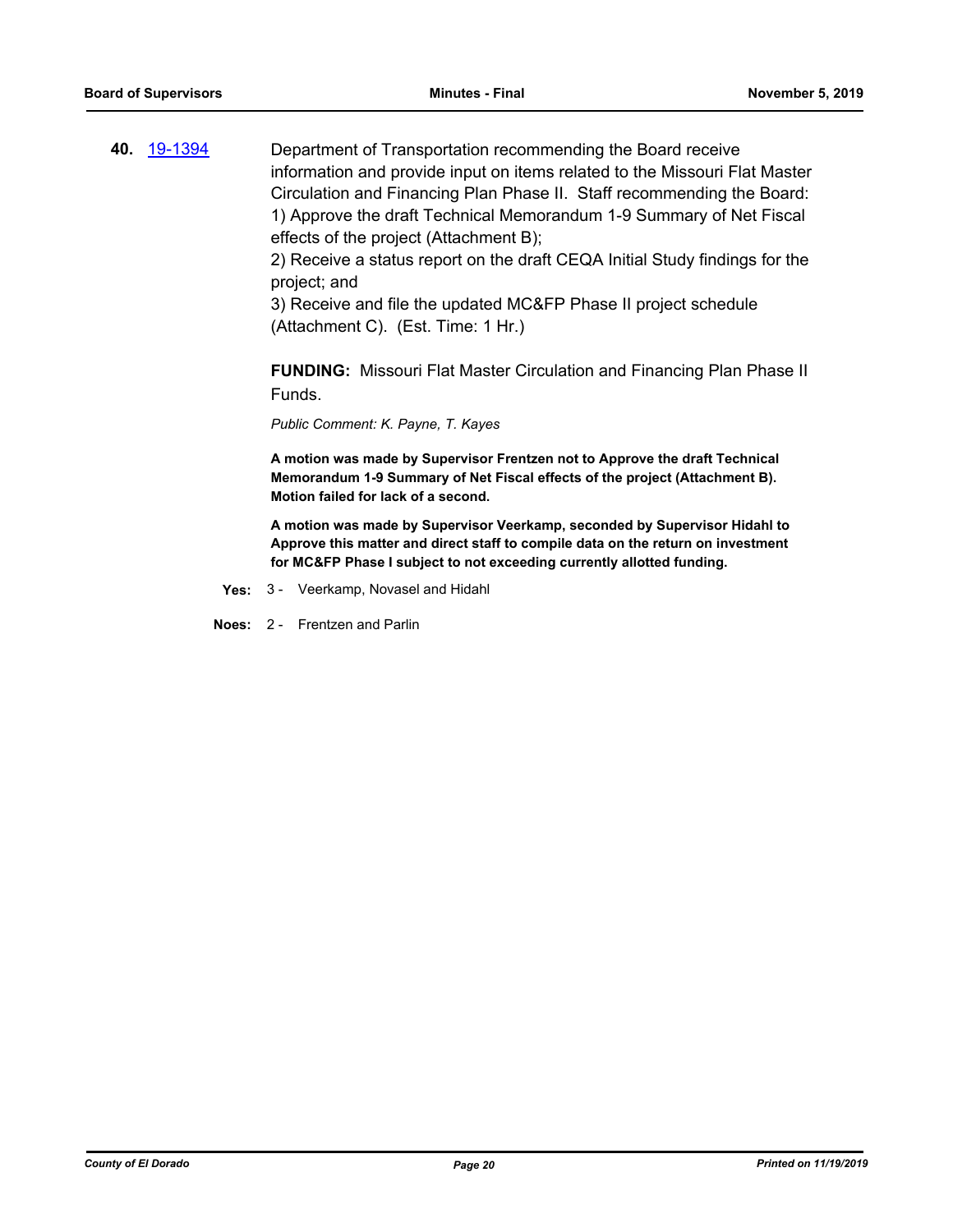**40.** 19-1394 Department of Transportation recommending the Board receive information and provide input on items related to the Missouri Flat Master Circulation and Financing Plan Phase II. Staff recommending the Board:

1) Approve the draft Technical Memorandum 1-9 Summary of Net Fiscal effects of the project (Attachment B);
2) Receive a status report on the draft CEQA Initial Study findings for the project; and
3) Receive and file the updated MC&FP Phase II project schedule (Attachment C). (Est. Time: 1 Hr.)

**FUNDING:** Missouri Flat Master Circulation and Financing Plan Phase II Funds.

*Public Comment: K. Payne, T. Kayes*

**A motion was made by Supervisor Frentzen not to Approve the draft Technical Memorandum 1-9 Summary of Net Fiscal effects of the project (Attachment B). Motion failed for lack of a second.**

**A motion was made by Supervisor Veerkamp, seconded by Supervisor Hidahl to Approve this matter and direct staff to compile data on the return on investment for MC&FP Phase I subject to not exceeding currently allotted funding.**

**Yes:** 3 - Veerkamp, Novasel and Hidahl

**Noes:** 2 - Frentzen and Parlin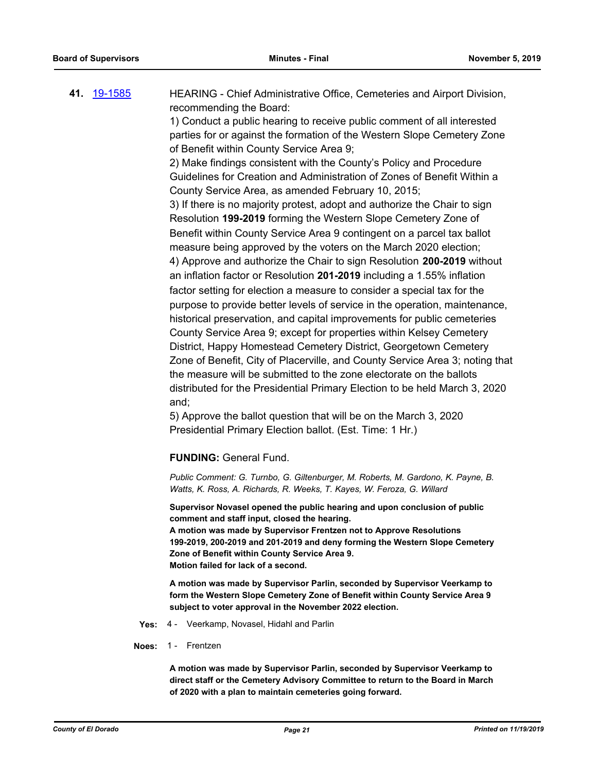**41.** [19-1585](19-1585) HEARING - Chief Administrative Office, Cemeteries and Airport Division, recommending the Board:

1) Conduct a public hearing to receive public comment of all interested parties for or against the formation of the Western Slope Cemetery Zone of Benefit within County Service Area 9;

2) Make findings consistent with the County's Policy and Procedure Guidelines for Creation and Administration of Zones of Benefit Within a County Service Area, as amended February 10, 2015;

3) If there is no majority protest, adopt and authorize the Chair to sign Resolution **199-2019** forming the Western Slope Cemetery Zone of Benefit within County Service Area 9 contingent on a parcel tax ballot measure being approved by the voters on the March 2020 election;

4) Approve and authorize the Chair to sign Resolution **200-2019** without an inflation factor or Resolution **201-2019** including a 1.55% inflation factor setting for election a measure to consider a special tax for the purpose to provide better levels of service in the operation, maintenance, historical preservation, and capital improvements for public cemeteries County Service Area 9; except for properties within Kelsey Cemetery District, Happy Homestead Cemetery District, Georgetown Cemetery Zone of Benefit, City of Placerville, and County Service Area 3; noting that the measure will be submitted to the zone electorate on the ballots distributed for the Presidential Primary Election to be held March 3, 2020 and;

5) Approve the ballot question that will be on the March 3, 2020 Presidential Primary Election ballot. (Est. Time: 1 Hr.)

**FUNDING:** General Fund.

*Public Comment: G. Turnbo, G. Giltenburger, M. Roberts, M. Gardono, K. Payne, B. Watts, K. Ross, A. Richards, R. Weeks, T. Kayes, W. Feroza, G. Willard*

**Supervisor Novasel opened the public hearing and upon conclusion of public comment and staff input, closed the hearing.**
**A motion was made by Supervisor Frentzen not to Approve Resolutions 199-2019, 200-2019 and 201-2019 and deny forming the Western Slope Cemetery Zone of Benefit within County Service Area 9.**
**Motion failed for lack of a second.**

**A motion was made by Supervisor Parlin, seconded by Supervisor Veerkamp to form the Western Slope Cemetery Zone of Benefit within County Service Area 9 subject to voter approval in the November 2022 election.**

**Yes:** 4 - Veerkamp, Novasel, Hidahl and Parlin

**Noes:** 1 - Frentzen

**A motion was made by Supervisor Parlin, seconded by Supervisor Veerkamp to direct staff or the Cemetery Advisory Committee to return to the Board in March of 2020 with a plan to maintain cemeteries going forward.**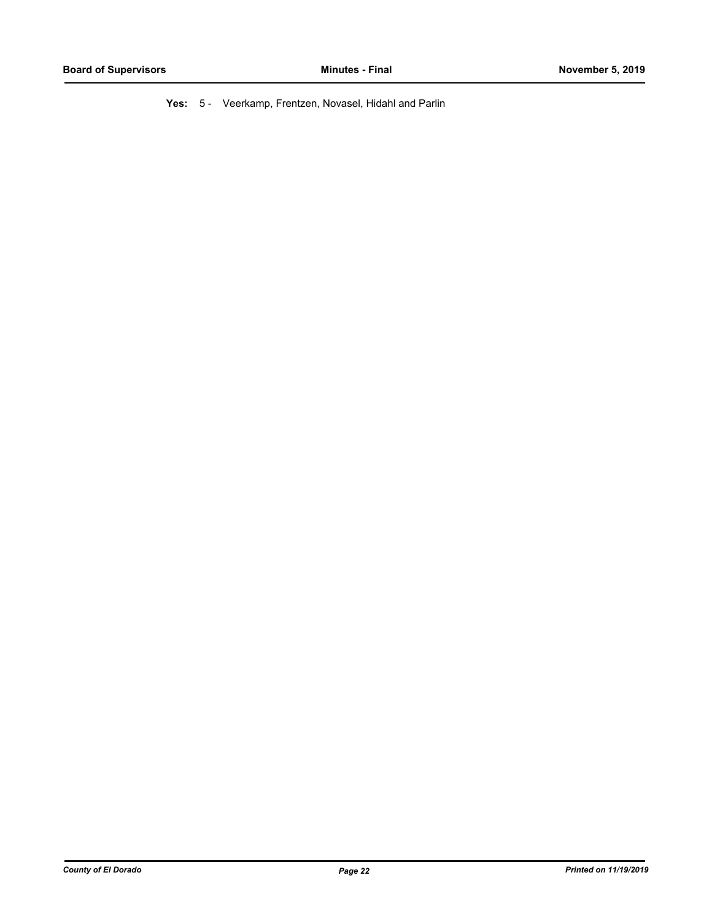**Yes:** 5 - Veerkamp, Frentzen, Novasel, Hidahl and Parlin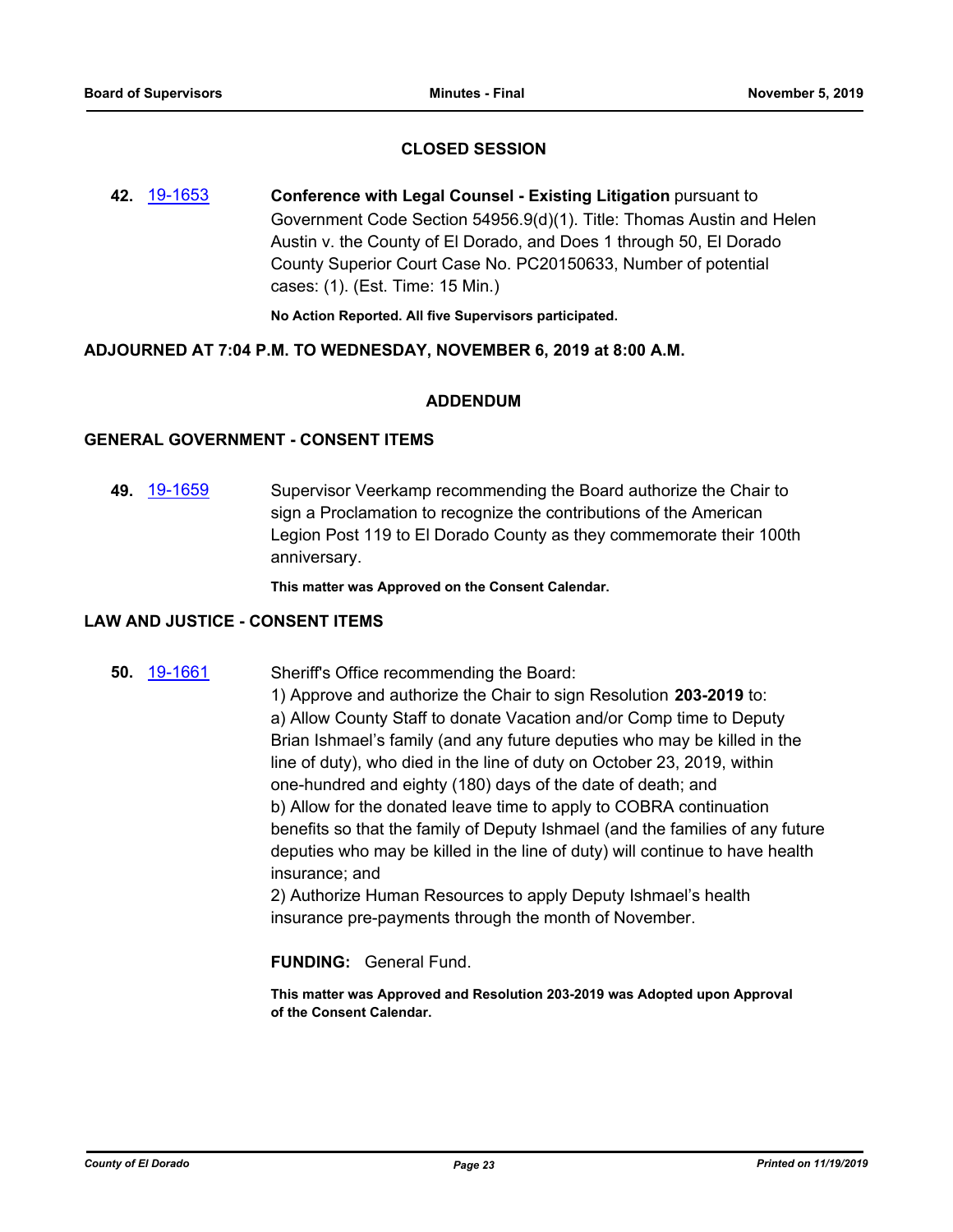## CLOSED SESSION

**42.** [19-1653] **Conference with Legal Counsel - Existing Litigation** pursuant to Government Code Section 54956.9(d)(1). Title: Thomas Austin and Helen Austin v. the County of El Dorado, and Does 1 through 50, El Dorado County Superior Court Case No. PC20150633, Number of potential cases: (1). (Est. Time: 15 Min.)

**No Action Reported. All five Supervisors participated.**

**ADJOURNED AT 7:04 P.M. TO WEDNESDAY, NOVEMBER 6, 2019 at 8:00 A.M.**

## ADDENDUM

### GENERAL GOVERNMENT - CONSENT ITEMS

**49.** [19-1659] Supervisor Veerkamp recommending the Board authorize the Chair to sign a Proclamation to recognize the contributions of the American Legion Post 119 to El Dorado County as they commemorate their 100th anniversary.

**This matter was Approved on the Consent Calendar.**

### LAW AND JUSTICE - CONSENT ITEMS

**50.** [19-1661] Sheriff's Office recommending the Board:
1) Approve and authorize the Chair to sign Resolution **203-2019** to:
a) Allow County Staff to donate Vacation and/or Comp time to Deputy Brian Ishmael's family (and any future deputies who may be killed in the line of duty), who died in the line of duty on October 23, 2019, within one-hundred and eighty (180) days of the date of death; and
b) Allow for the donated leave time to apply to COBRA continuation benefits so that the family of Deputy Ishmael (and the families of any future deputies who may be killed in the line of duty) will continue to have health insurance; and
2) Authorize Human Resources to apply Deputy Ishmael's health insurance pre-payments through the month of November.

**FUNDING:** General Fund.

**This matter was Approved and Resolution 203-2019 was Adopted upon Approval of the Consent Calendar.**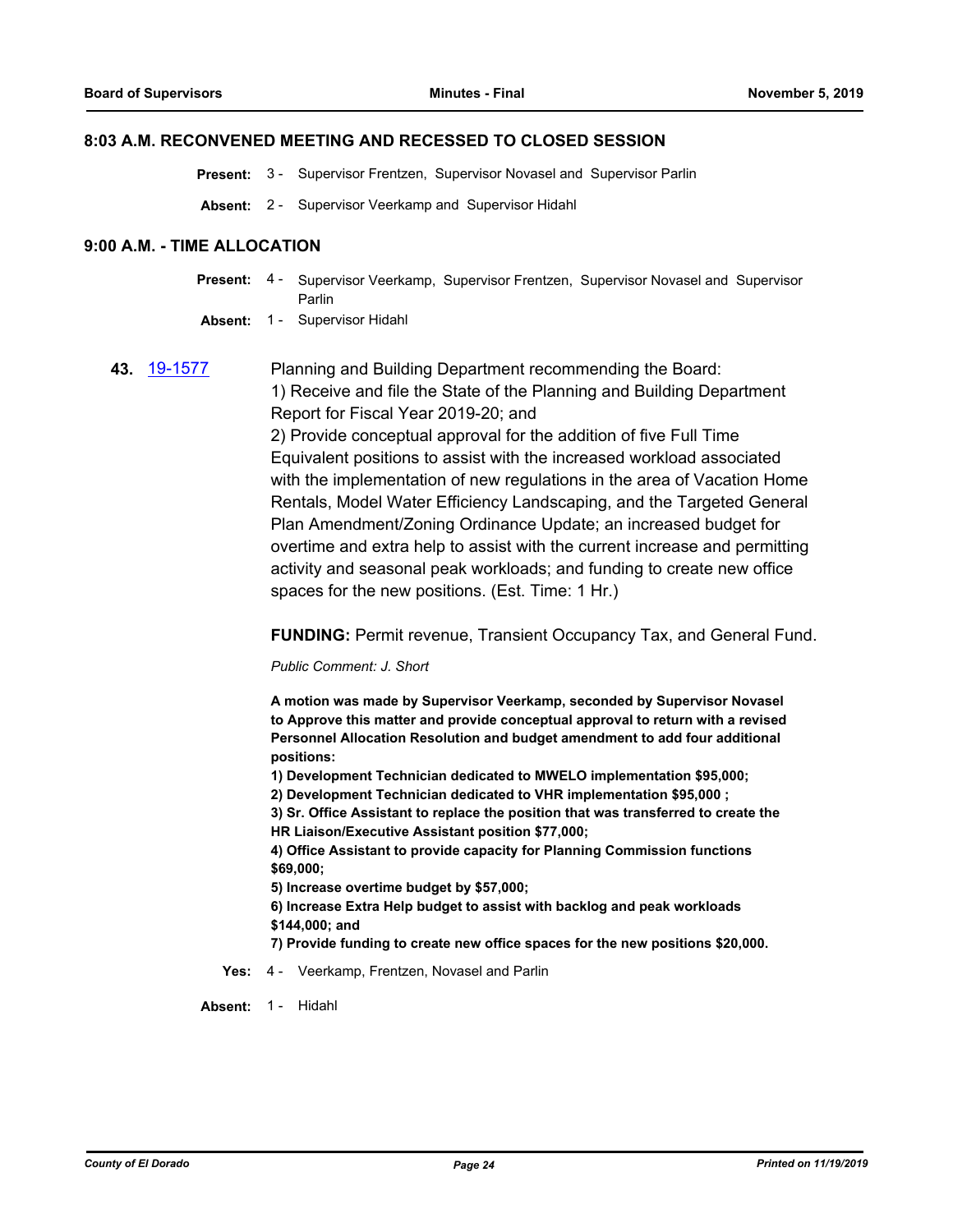## 8:03 A.M. RECONVENED MEETING AND RECESSED TO CLOSED SESSION

**Present:** 3 - Supervisor Frentzen, Supervisor Novasel and Supervisor Parlin

**Absent:** 2 - Supervisor Veerkamp and Supervisor Hidahl

## 9:00 A.M. - TIME ALLOCATION

**Present:** 4 - Supervisor Veerkamp, Supervisor Frentzen, Supervisor Novasel and Supervisor Parlin

**Absent:** 1 - Supervisor Hidahl

**43.** 19-1577

Planning and Building Department recommending the Board:
1) Receive and file the State of the Planning and Building Department Report for Fiscal Year 2019-20; and
2) Provide conceptual approval for the addition of five Full Time Equivalent positions to assist with the increased workload associated with the implementation of new regulations in the area of Vacation Home Rentals, Model Water Efficiency Landscaping, and the Targeted General Plan Amendment/Zoning Ordinance Update; an increased budget for overtime and extra help to assist with the current increase and permitting activity and seasonal peak workloads; and funding to create new office spaces for the new positions. (Est. Time: 1 Hr.)

**FUNDING:** Permit revenue, Transient Occupancy Tax, and General Fund.

*Public Comment: J. Short*

**A motion was made by Supervisor Veerkamp, seconded by Supervisor Novasel to Approve this matter and provide conceptual approval to return with a revised Personnel Allocation Resolution and budget amendment to add four additional positions:**
**1) Development Technician dedicated to MWELO implementation $95,000;**
**2) Development Technician dedicated to VHR implementation $95,000 ;**
**3) Sr. Office Assistant to replace the position that was transferred to create the HR Liaison/Executive Assistant position $77,000;**
**4) Office Assistant to provide capacity for Planning Commission functions $69,000;**
**5) Increase overtime budget by $57,000;**
**6) Increase Extra Help budget to assist with backlog and peak workloads $144,000; and**
**7) Provide funding to create new office spaces for the new positions $20,000.**

**Yes:** 4 - Veerkamp, Frentzen, Novasel and Parlin

**Absent:** 1 - Hidahl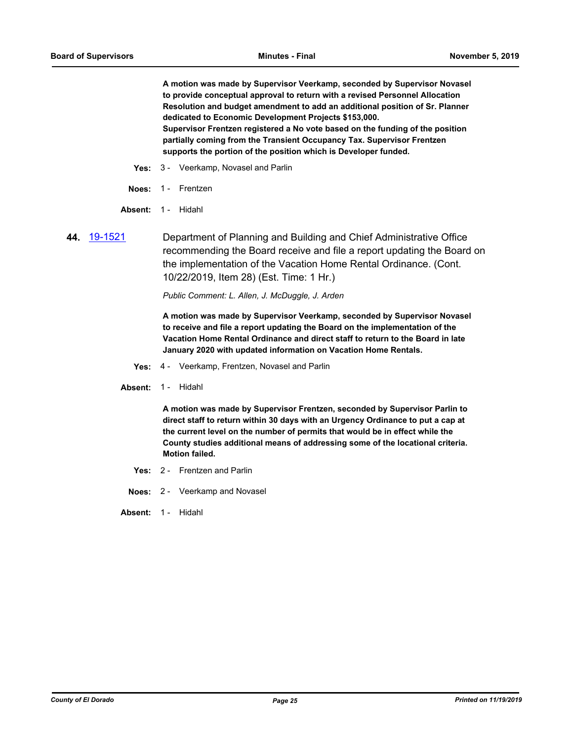**A motion was made by Supervisor Veerkamp, seconded by Supervisor Novasel to provide conceptual approval to return with a revised Personnel Allocation Resolution and budget amendment to add an additional position of Sr. Planner dedicated to Economic Development Projects $153,000.**
**Supervisor Frentzen registered a No vote based on the funding of the position partially coming from the Transient Occupancy Tax. Supervisor Frentzen supports the portion of the position which is Developer funded.**

**Yes:** 3 - Veerkamp, Novasel and Parlin

**Noes:** 1 - Frentzen

**Absent:** 1 - Hidahl

**44.** 19-1521 Department of Planning and Building and Chief Administrative Office recommending the Board receive and file a report updating the Board on the implementation of the Vacation Home Rental Ordinance. (Cont. 10/22/2019, Item 28) (Est. Time: 1 Hr.)

*Public Comment: L. Allen, J. McDuggle, J. Arden*

**A motion was made by Supervisor Veerkamp, seconded by Supervisor Novasel to receive and file a report updating the Board on the implementation of the Vacation Home Rental Ordinance and direct staff to return to the Board in late January 2020 with updated information on Vacation Home Rentals.**

**Yes:** 4 - Veerkamp, Frentzen, Novasel and Parlin

**Absent:** 1 - Hidahl

**A motion was made by Supervisor Frentzen, seconded by Supervisor Parlin to direct staff to return within 30 days with an Urgency Ordinance to put a cap at the current level on the number of permits that would be in effect while the County studies additional means of addressing some of the locational criteria. Motion failed.**

**Yes:** 2 - Frentzen and Parlin

**Noes:** 2 - Veerkamp and Novasel

**Absent:** 1 - Hidahl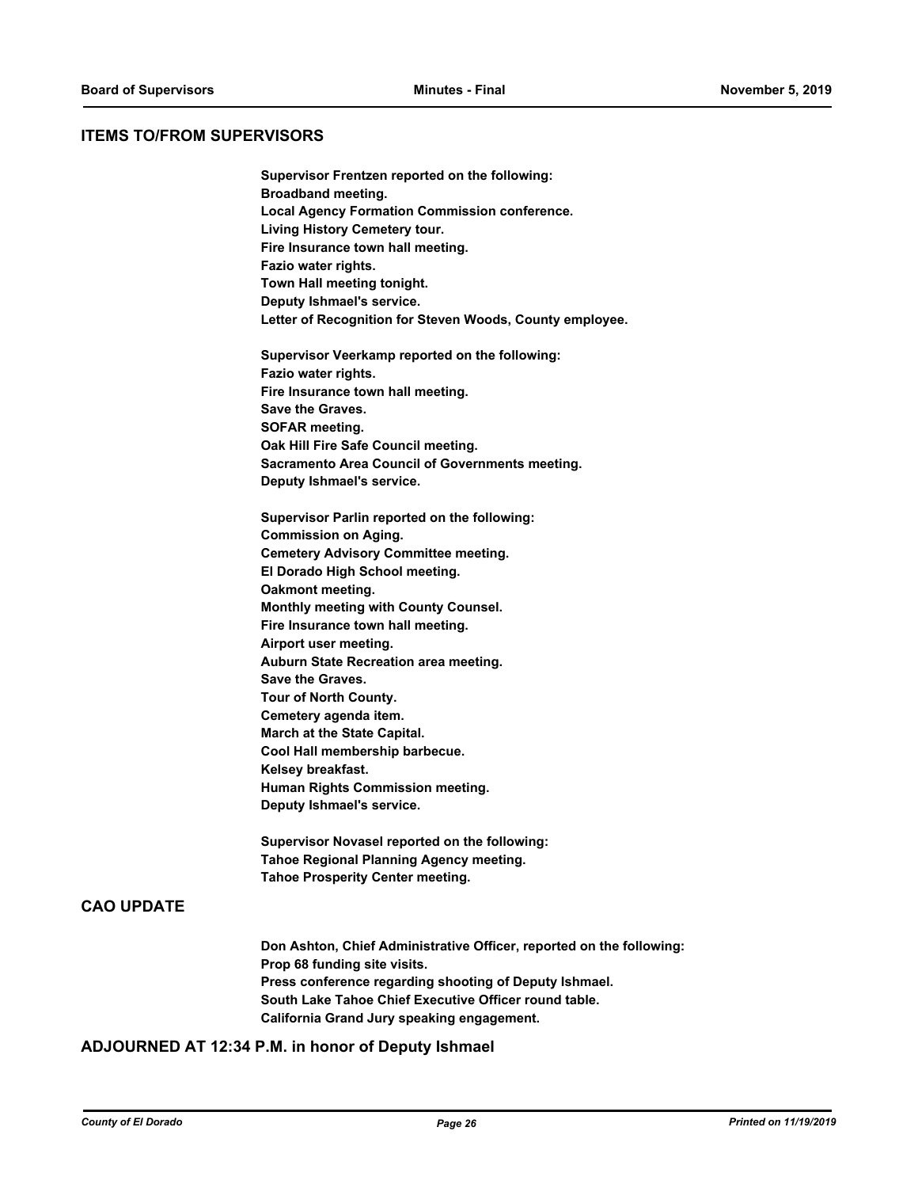## ITEMS TO/FROM SUPERVISORS

**Supervisor Frentzen reported on the following:**
**Broadband meeting.**
**Local Agency Formation Commission conference.**
**Living History Cemetery tour.**
**Fire Insurance town hall meeting.**
**Fazio water rights.**
**Town Hall meeting tonight.**
**Deputy Ishmael's service.**
**Letter of Recognition for Steven Woods, County employee.**

**Supervisor Veerkamp reported on the following:**
**Fazio water rights.**
**Fire Insurance town hall meeting.**
**Save the Graves.**
**SOFAR meeting.**
**Oak Hill Fire Safe Council meeting.**
**Sacramento Area Council of Governments meeting.**
**Deputy Ishmael's service.**

**Supervisor Parlin reported on the following:**
**Commission on Aging.**
**Cemetery Advisory Committee meeting.**
**El Dorado High School meeting.**
**Oakmont meeting.**
**Monthly meeting with County Counsel.**
**Fire Insurance town hall meeting.**
**Airport user meeting.**
**Auburn State Recreation area meeting.**
**Save the Graves.**
**Tour of North County.**
**Cemetery agenda item.**
**March at the State Capital.**
**Cool Hall membership barbecue.**
**Kelsey breakfast.**
**Human Rights Commission meeting.**
**Deputy Ishmael's service.**

**Supervisor Novasel reported on the following:**
**Tahoe Regional Planning Agency meeting.**
**Tahoe Prosperity Center meeting.**

## CAO UPDATE

**Don Ashton, Chief Administrative Officer, reported on the following:**
**Prop 68 funding site visits.**
**Press conference regarding shooting of Deputy Ishmael.**
**South Lake Tahoe Chief Executive Officer round table.**
**California Grand Jury speaking engagement.**

## ADJOURNED AT 12:34 P.M. in honor of Deputy Ishmael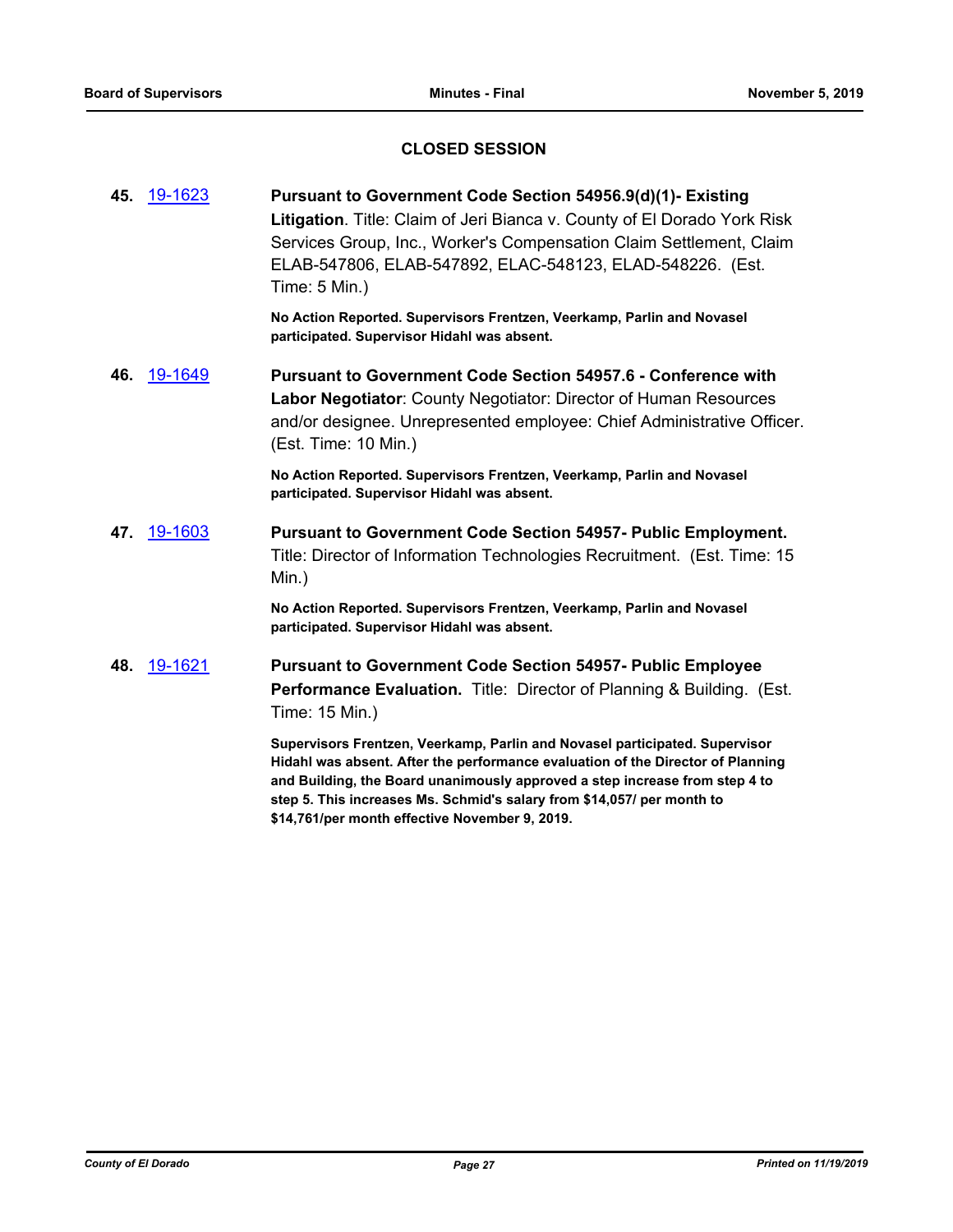## CLOSED SESSION

**45.** 19-1623 **Pursuant to Government Code Section 54956.9(d)(1)- Existing Litigation**. Title: Claim of Jeri Bianca v. County of El Dorado York Risk Services Group, Inc., Worker's Compensation Claim Settlement, Claim ELAB-547806, ELAB-547892, ELAC-548123, ELAD-548226. (Est. Time: 5 Min.)

**No Action Reported. Supervisors Frentzen, Veerkamp, Parlin and Novasel participated. Supervisor Hidahl was absent.**

**46.** 19-1649 **Pursuant to Government Code Section 54957.6 - Conference with Labor Negotiator**: County Negotiator: Director of Human Resources and/or designee. Unrepresented employee: Chief Administrative Officer. (Est. Time: 10 Min.)

**No Action Reported. Supervisors Frentzen, Veerkamp, Parlin and Novasel participated. Supervisor Hidahl was absent.**

**47.** 19-1603 **Pursuant to Government Code Section 54957- Public Employment.** Title: Director of Information Technologies Recruitment. (Est. Time: 15 Min.)

**No Action Reported. Supervisors Frentzen, Veerkamp, Parlin and Novasel participated. Supervisor Hidahl was absent.**

**48.** 19-1621 **Pursuant to Government Code Section 54957- Public Employee Performance Evaluation.** Title: Director of Planning & Building. (Est. Time: 15 Min.)

**Supervisors Frentzen, Veerkamp, Parlin and Novasel participated. Supervisor Hidahl was absent. After the performance evaluation of the Director of Planning and Building, the Board unanimously approved a step increase from step 4 to step 5. This increases Ms. Schmid's salary from $14,057/ per month to $14,761/per month effective November 9, 2019.**